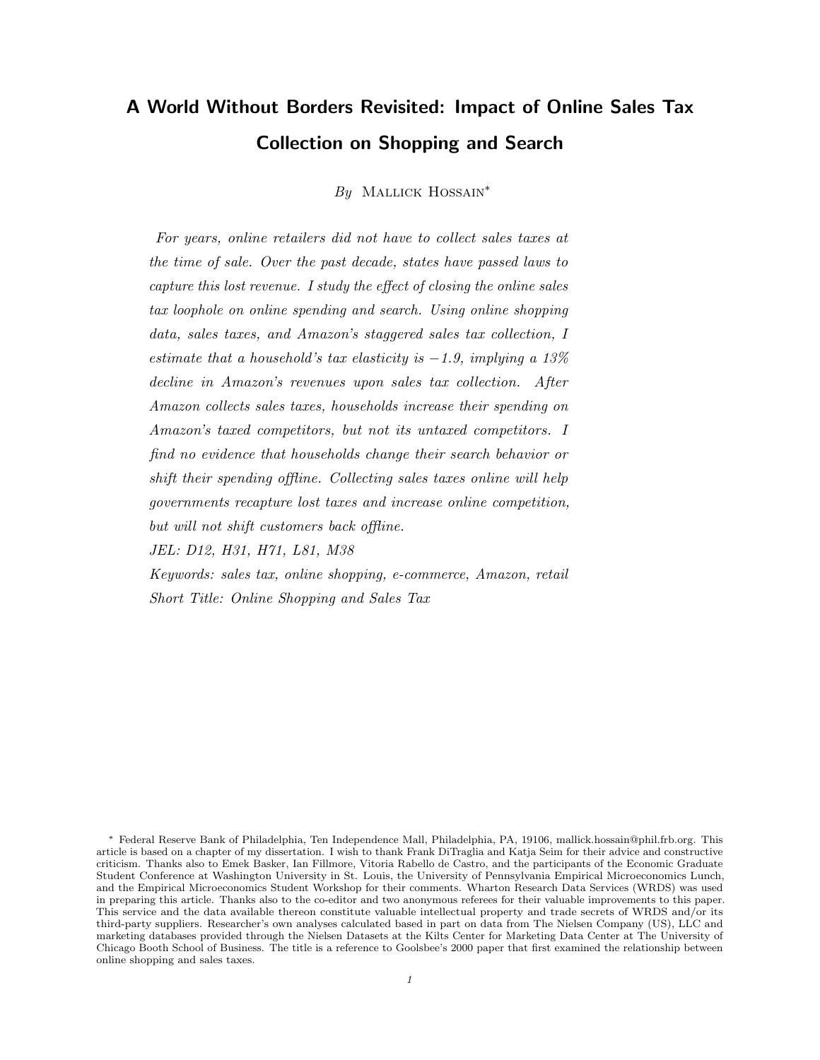# A World Without Borders Revisited: Impact of Online Sales Tax Collection on Shopping and Search

*By* Mallick Hossain*

*For years, online retailers did not have to collect sales taxes at the time of sale. Over the past decade, states have passed laws to capture this lost revenue. I study the effect of closing the online sales tax loophole on online spending and search. Using online shopping data, sales taxes, and Amazon's staggered sales tax collection, I estimate that a household's tax elasticity is $-1.9$, implying a 13% decline in Amazon's revenues upon sales tax collection. After Amazon collects sales taxes, households increase their spending on Amazon's taxed competitors, but not its untaxed competitors. I find no evidence that households change their search behavior or shift their spending offline. Collecting sales taxes online will help governments recapture lost taxes and increase online competition, but will not shift customers back offline.*

*JEL: D12, H31, H71, L81, M38*

*Keywords: sales tax, online shopping, e-commerce, Amazon, retail*

*Short Title: Online Shopping and Sales Tax*

\* Federal Reserve Bank of Philadelphia, Ten Independence Mall, Philadelphia, PA, 19106, mallick.hossain@phil.frb.org. This article is based on a chapter of my dissertation. I wish to thank Frank DiTraglia and Katja Seim for their advice and constructive criticism. Thanks also to Emek Basker, Ian Fillmore, Vitoria Rabello de Castro, and the participants of the Economic Graduate Student Conference at Washington University in St. Louis, the University of Pennsylvania Empirical Microeconomics Lunch, and the Empirical Microeconomics Student Workshop for their comments. Wharton Research Data Services (WRDS) was used in preparing this article. Thanks also to the co-editor and two anonymous referees for their valuable improvements to this paper. This service and the data available thereon constitute valuable intellectual property and trade secrets of WRDS and/or its third-party suppliers. Researcher's own analyses calculated based in part on data from The Nielsen Company (US), LLC and marketing databases provided through the Nielsen Datasets at the Kilts Center for Marketing Data Center at The University of Chicago Booth School of Business. The title is a reference to Goolsbee's 2000 paper that first examined the relationship between online shopping and sales taxes.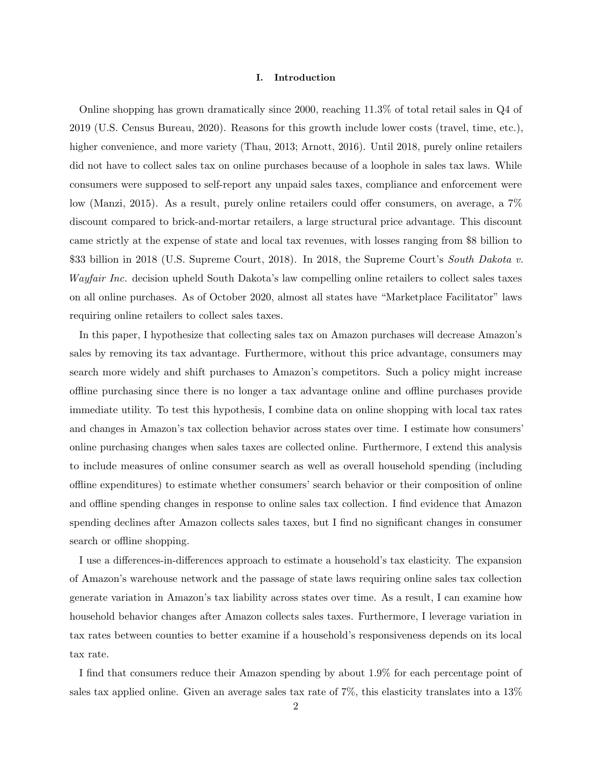## I. Introduction

Online shopping has grown dramatically since 2000, reaching 11.3% of total retail sales in Q4 of 2019 (U.S. Census Bureau, 2020). Reasons for this growth include lower costs (travel, time, etc.), higher convenience, and more variety (Thau, 2013; Arnott, 2016). Until 2018, purely online retailers did not have to collect sales tax on online purchases because of a loophole in sales tax laws. While consumers were supposed to self-report any unpaid sales taxes, compliance and enforcement were low (Manzi, 2015). As a result, purely online retailers could offer consumers, on average, a 7% discount compared to brick-and-mortar retailers, a large structural price advantage. This discount came strictly at the expense of state and local tax revenues, with losses ranging from \$8 billion to \$33 billion in 2018 (U.S. Supreme Court, 2018). In 2018, the Supreme Court's *South Dakota v. Wayfair Inc.* decision upheld South Dakota's law compelling online retailers to collect sales taxes on all online purchases. As of October 2020, almost all states have "Marketplace Facilitator" laws requiring online retailers to collect sales taxes.

In this paper, I hypothesize that collecting sales tax on Amazon purchases will decrease Amazon's sales by removing its tax advantage. Furthermore, without this price advantage, consumers may search more widely and shift purchases to Amazon's competitors. Such a policy might increase offline purchasing since there is no longer a tax advantage online and offline purchases provide immediate utility. To test this hypothesis, I combine data on online shopping with local tax rates and changes in Amazon's tax collection behavior across states over time. I estimate how consumers' online purchasing changes when sales taxes are collected online. Furthermore, I extend this analysis to include measures of online consumer search as well as overall household spending (including offline expenditures) to estimate whether consumers' search behavior or their composition of online and offline spending changes in response to online sales tax collection. I find evidence that Amazon spending declines after Amazon collects sales taxes, but I find no significant changes in consumer search or offline shopping.

I use a differences-in-differences approach to estimate a household's tax elasticity. The expansion of Amazon's warehouse network and the passage of state laws requiring online sales tax collection generate variation in Amazon's tax liability across states over time. As a result, I can examine how household behavior changes after Amazon collects sales taxes. Furthermore, I leverage variation in tax rates between counties to better examine if a household's responsiveness depends on its local tax rate.

I find that consumers reduce their Amazon spending by about 1.9% for each percentage point of sales tax applied online. Given an average sales tax rate of 7%, this elasticity translates into a 13%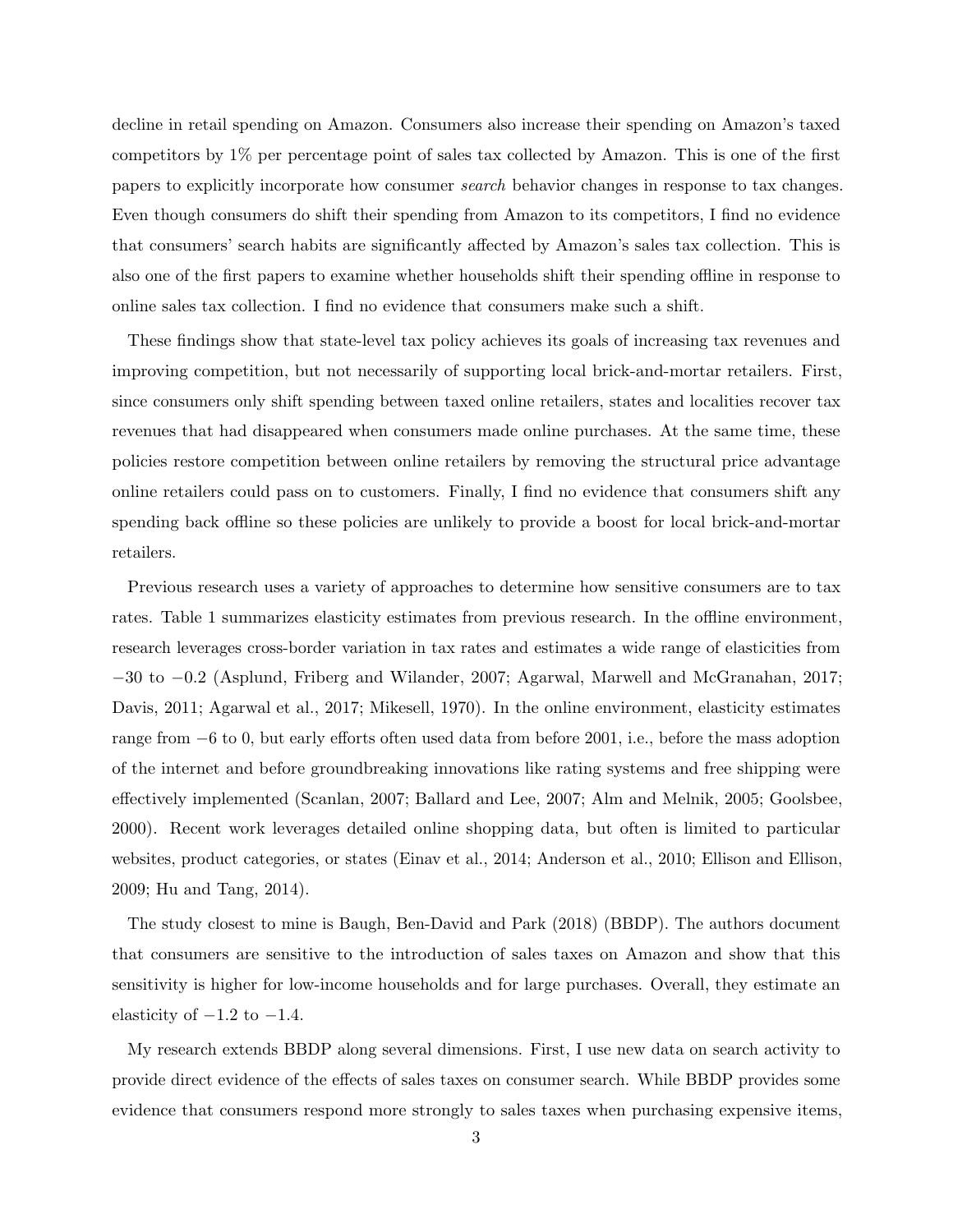decline in retail spending on Amazon. Consumers also increase their spending on Amazon's taxed competitors by 1% per percentage point of sales tax collected by Amazon. This is one of the first papers to explicitly incorporate how consumer *search* behavior changes in response to tax changes. Even though consumers do shift their spending from Amazon to its competitors, I find no evidence that consumers' search habits are significantly affected by Amazon's sales tax collection. This is also one of the first papers to examine whether households shift their spending offline in response to online sales tax collection. I find no evidence that consumers make such a shift.

These findings show that state-level tax policy achieves its goals of increasing tax revenues and improving competition, but not necessarily of supporting local brick-and-mortar retailers. First, since consumers only shift spending between taxed online retailers, states and localities recover tax revenues that had disappeared when consumers made online purchases. At the same time, these policies restore competition between online retailers by removing the structural price advantage online retailers could pass on to customers. Finally, I find no evidence that consumers shift any spending back offline so these policies are unlikely to provide a boost for local brick-and-mortar retailers.

Previous research uses a variety of approaches to determine how sensitive consumers are to tax rates. Table 1 summarizes elasticity estimates from previous research. In the offline environment, research leverages cross-border variation in tax rates and estimates a wide range of elasticities from $-30$ to $-0.2$ (Asplund, Friberg and Wilander, 2007; Agarwal, Marwell and McGranahan, 2017; Davis, 2011; Agarwal et al., 2017; Mikesell, 1970). In the online environment, elasticity estimates range from $-6$ to 0, but early efforts often used data from before 2001, i.e., before the mass adoption of the internet and before groundbreaking innovations like rating systems and free shipping were effectively implemented (Scanlan, 2007; Ballard and Lee, 2007; Alm and Melnik, 2005; Goolsbee, 2000). Recent work leverages detailed online shopping data, but often is limited to particular websites, product categories, or states (Einav et al., 2014; Anderson et al., 2010; Ellison and Ellison, 2009; Hu and Tang, 2014).

The study closest to mine is Baugh, Ben-David and Park (2018) (BBDP). The authors document that consumers are sensitive to the introduction of sales taxes on Amazon and show that this sensitivity is higher for low-income households and for large purchases. Overall, they estimate an elasticity of $-1.2$ to $-1.4$.

My research extends BBDP along several dimensions. First, I use new data on search activity to provide direct evidence of the effects of sales taxes on consumer search. While BBDP provides some evidence that consumers respond more strongly to sales taxes when purchasing expensive items,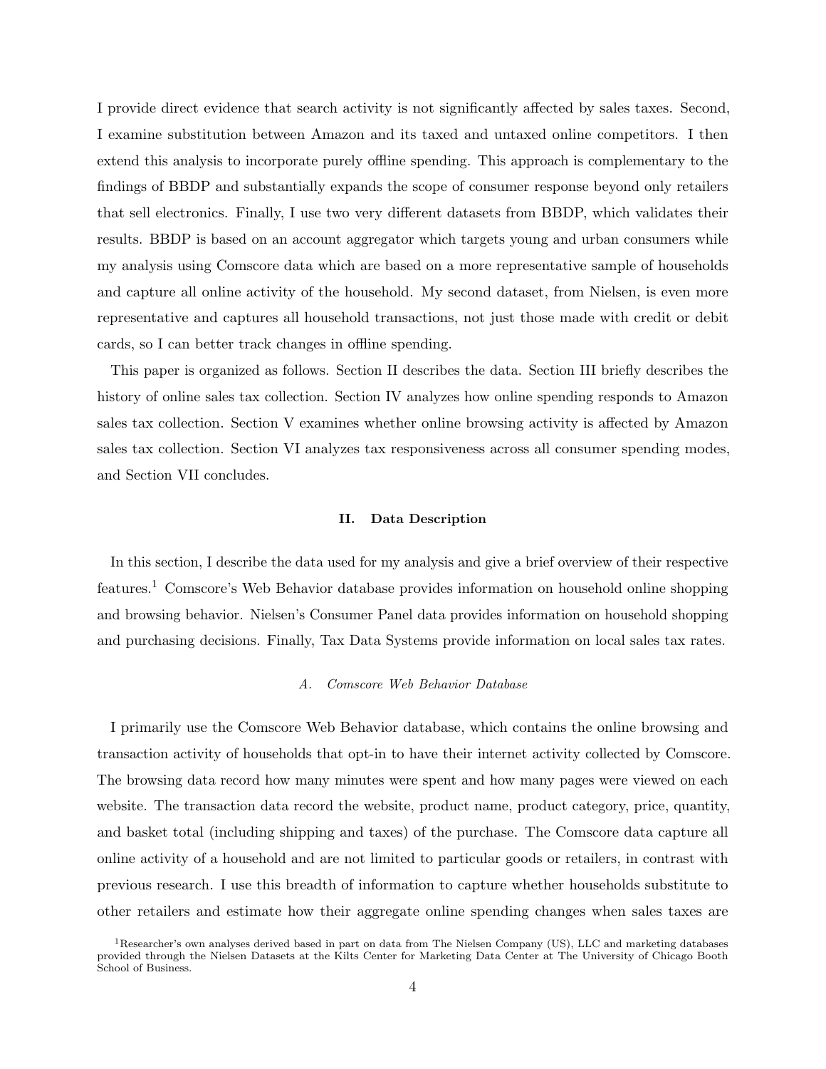I provide direct evidence that search activity is not significantly affected by sales taxes. Second, I examine substitution between Amazon and its taxed and untaxed online competitors. I then extend this analysis to incorporate purely offline spending. This approach is complementary to the findings of BBDP and substantially expands the scope of consumer response beyond only retailers that sell electronics. Finally, I use two very different datasets from BBDP, which validates their results. BBDP is based on an account aggregator which targets young and urban consumers while my analysis using Comscore data which are based on a more representative sample of households and capture all online activity of the household. My second dataset, from Nielsen, is even more representative and captures all household transactions, not just those made with credit or debit cards, so I can better track changes in offline spending.

This paper is organized as follows. Section II describes the data. Section III briefly describes the history of online sales tax collection. Section IV analyzes how online spending responds to Amazon sales tax collection. Section V examines whether online browsing activity is affected by Amazon sales tax collection. Section VI analyzes tax responsiveness across all consumer spending modes, and Section VII concludes.

## II. Data Description

In this section, I describe the data used for my analysis and give a brief overview of their respective features.[1] Comscore's Web Behavior database provides information on household online shopping and browsing behavior. Nielsen's Consumer Panel data provides information on household shopping and purchasing decisions. Finally, Tax Data Systems provide information on local sales tax rates.

### *A. Comscore Web Behavior Database*

I primarily use the Comscore Web Behavior database, which contains the online browsing and transaction activity of households that opt-in to have their internet activity collected by Comscore. The browsing data record how many minutes were spent and how many pages were viewed on each website. The transaction data record the website, product name, product category, price, quantity, and basket total (including shipping and taxes) of the purchase. The Comscore data capture all online activity of a household and are not limited to particular goods or retailers, in contrast with previous research. I use this breadth of information to capture whether households substitute to other retailers and estimate how their aggregate online spending changes when sales taxes are

[1] Researcher's own analyses derived based in part on data from The Nielsen Company (US), LLC and marketing databases provided through the Nielsen Datasets at the Kilts Center for Marketing Data Center at The University of Chicago Booth School of Business.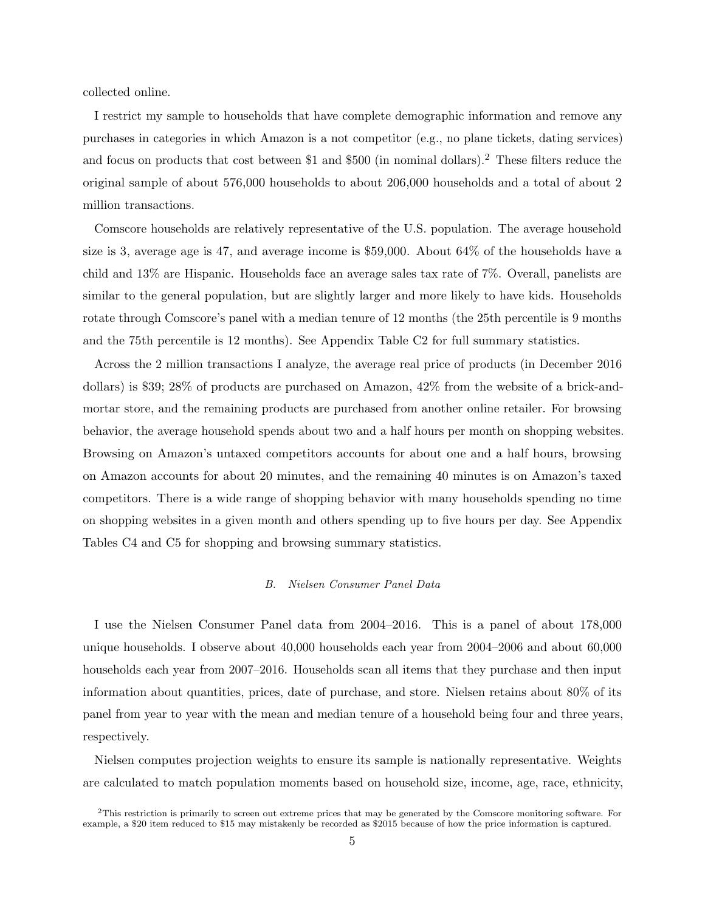collected online.

I restrict my sample to households that have complete demographic information and remove any purchases in categories in which Amazon is a not competitor (e.g., no plane tickets, dating services) and focus on products that cost between $1 and $500 (in nominal dollars).[2] These filters reduce the original sample of about 576,000 households to about 206,000 households and a total of about 2 million transactions.

Comscore households are relatively representative of the U.S. population. The average household size is 3, average age is 47, and average income is $59,000. About 64% of the households have a child and 13% are Hispanic. Households face an average sales tax rate of 7%. Overall, panelists are similar to the general population, but are slightly larger and more likely to have kids. Households rotate through Comscore's panel with a median tenure of 12 months (the 25th percentile is 9 months and the 75th percentile is 12 months). See Appendix Table C2 for full summary statistics.

Across the 2 million transactions I analyze, the average real price of products (in December 2016 dollars) is $39; 28% of products are purchased on Amazon, 42% from the website of a brick-and-mortar store, and the remaining products are purchased from another online retailer. For browsing behavior, the average household spends about two and a half hours per month on shopping websites. Browsing on Amazon's untaxed competitors accounts for about one and a half hours, browsing on Amazon accounts for about 20 minutes, and the remaining 40 minutes is on Amazon's taxed competitors. There is a wide range of shopping behavior with many households spending no time on shopping websites in a given month and others spending up to five hours per day. See Appendix Tables C4 and C5 for shopping and browsing summary statistics.

### B. *Nielsen Consumer Panel Data*

I use the Nielsen Consumer Panel data from 2004–2016. This is a panel of about 178,000 unique households. I observe about 40,000 households each year from 2004–2006 and about 60,000 households each year from 2007–2016. Households scan all items that they purchase and then input information about quantities, prices, date of purchase, and store. Nielsen retains about 80% of its panel from year to year with the mean and median tenure of a household being four and three years, respectively.

Nielsen computes projection weights to ensure its sample is nationally representative. Weights are calculated to match population moments based on household size, income, age, race, ethnicity,

[2]This restriction is primarily to screen out extreme prices that may be generated by the Comscore monitoring software. For example, a $20 item reduced to $15 may mistakenly be recorded as $2015 because of how the price information is captured.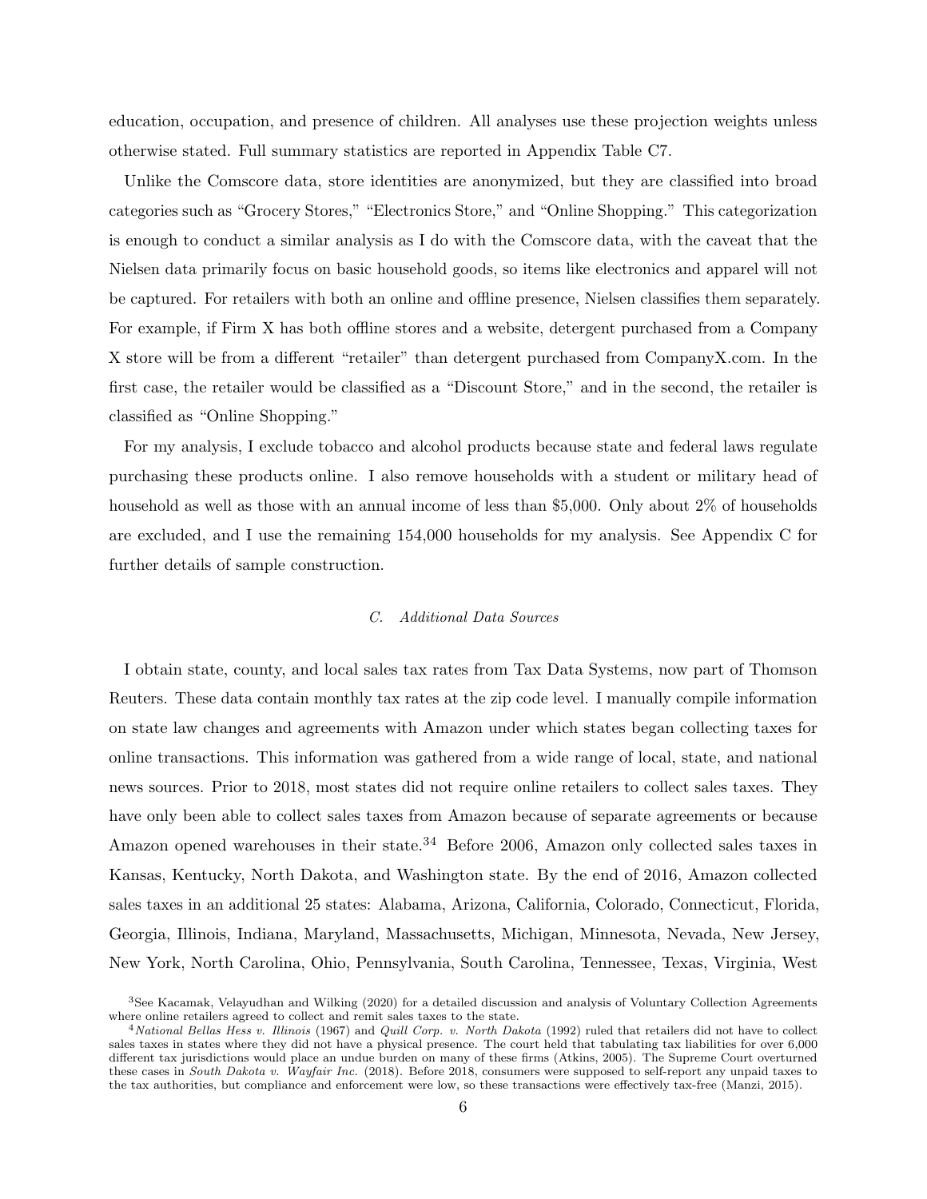education, occupation, and presence of children. All analyses use these projection weights unless otherwise stated. Full summary statistics are reported in Appendix Table C7.

Unlike the Comscore data, store identities are anonymized, but they are classified into broad categories such as "Grocery Stores," "Electronics Store," and "Online Shopping." This categorization is enough to conduct a similar analysis as I do with the Comscore data, with the caveat that the Nielsen data primarily focus on basic household goods, so items like electronics and apparel will not be captured. For retailers with both an online and offline presence, Nielsen classifies them separately. For example, if Firm X has both offline stores and a website, detergent purchased from a Company X store will be from a different "retailer" than detergent purchased from CompanyX.com. In the first case, the retailer would be classified as a "Discount Store," and in the second, the retailer is classified as "Online Shopping."

For my analysis, I exclude tobacco and alcohol products because state and federal laws regulate purchasing these products online. I also remove households with a student or military head of household as well as those with an annual income of less than $5,000. Only about 2% of households are excluded, and I use the remaining 154,000 households for my analysis. See Appendix C for further details of sample construction.

### *C. Additional Data Sources*

I obtain state, county, and local sales tax rates from Tax Data Systems, now part of Thomson Reuters. These data contain monthly tax rates at the zip code level. I manually compile information on state law changes and agreements with Amazon under which states began collecting taxes for online transactions. This information was gathered from a wide range of local, state, and national news sources. Prior to 2018, most states did not require online retailers to collect sales taxes. They have only been able to collect sales taxes from Amazon because of separate agreements or because Amazon opened warehouses in their state.[3][4] Before 2006, Amazon only collected sales taxes in Kansas, Kentucky, North Dakota, and Washington state. By the end of 2016, Amazon collected sales taxes in an additional 25 states: Alabama, Arizona, California, Colorado, Connecticut, Florida, Georgia, Illinois, Indiana, Maryland, Massachusetts, Michigan, Minnesota, Nevada, New Jersey, New York, North Carolina, Ohio, Pennsylvania, South Carolina, Tennessee, Texas, Virginia, West

[3] See Kacamak, Velayudhan and Wilking (2020) for a detailed discussion and analysis of Voluntary Collection Agreements where online retailers agreed to collect and remit sales taxes to the state.

[4] *National Bellas Hess v. Illinois* (1967) and *Quill Corp. v. North Dakota* (1992) ruled that retailers did not have to collect sales taxes in states where they did not have a physical presence. The court held that tabulating tax liabilities for over 6,000 different tax jurisdictions would place an undue burden on many of these firms (Atkins, 2005). The Supreme Court overturned these cases in *South Dakota v. Wayfair Inc.* (2018). Before 2018, consumers were supposed to self-report any unpaid taxes to the tax authorities, but compliance and enforcement were low, so these transactions were effectively tax-free (Manzi, 2015).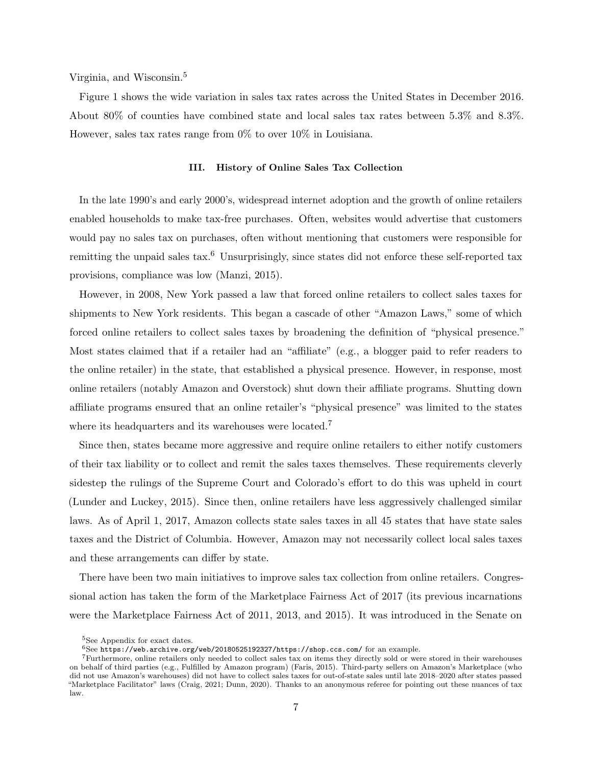Virginia, and Wisconsin.[5]

Figure 1 shows the wide variation in sales tax rates across the United States in December 2016. About 80% of counties have combined state and local sales tax rates between 5.3% and 8.3%. However, sales tax rates range from 0% to over 10% in Louisiana.

### III. History of Online Sales Tax Collection

In the late 1990's and early 2000's, widespread internet adoption and the growth of online retailers enabled households to make tax-free purchases. Often, websites would advertise that customers would pay no sales tax on purchases, often without mentioning that customers were responsible for remitting the unpaid sales tax.[6] Unsurprisingly, since states did not enforce these self-reported tax provisions, compliance was low (Manzi, 2015).

However, in 2008, New York passed a law that forced online retailers to collect sales taxes for shipments to New York residents. This began a cascade of other "Amazon Laws," some of which forced online retailers to collect sales taxes by broadening the definition of "physical presence." Most states claimed that if a retailer had an "affiliate" (e.g., a blogger paid to refer readers to the online retailer) in the state, that established a physical presence. However, in response, most online retailers (notably Amazon and Overstock) shut down their affiliate programs. Shutting down affiliate programs ensured that an online retailer's "physical presence" was limited to the states where its headquarters and its warehouses were located.[7]

Since then, states became more aggressive and require online retailers to either notify customers of their tax liability or to collect and remit the sales taxes themselves. These requirements cleverly sidestep the rulings of the Supreme Court and Colorado's effort to do this was upheld in court (Lunder and Luckey, 2015). Since then, online retailers have less aggressively challenged similar laws. As of April 1, 2017, Amazon collects state sales taxes in all 45 states that have state sales taxes and the District of Columbia. However, Amazon may not necessarily collect local sales taxes and these arrangements can differ by state.

There have been two main initiatives to improve sales tax collection from online retailers. Congressional action has taken the form of the Marketplace Fairness Act of 2017 (its previous incarnations were the Marketplace Fairness Act of 2011, 2013, and 2015). It was introduced in the Senate on

[5] See Appendix for exact dates.

[6] See https://web.archive.org/web/20180525192327/https://shop.ccs.com/ for an example.

[7] Furthermore, online retailers only needed to collect sales tax on items they directly sold or were stored in their warehouses on behalf of third parties (e.g., Fulfilled by Amazon program) (Faris, 2015). Third-party sellers on Amazon's Marketplace (who did not use Amazon's warehouses) did not have to collect sales taxes for out-of-state sales until late 2018–2020 after states passed "Marketplace Facilitator" laws (Craig, 2021; Dunn, 2020). Thanks to an anonymous referee for pointing out these nuances of tax law.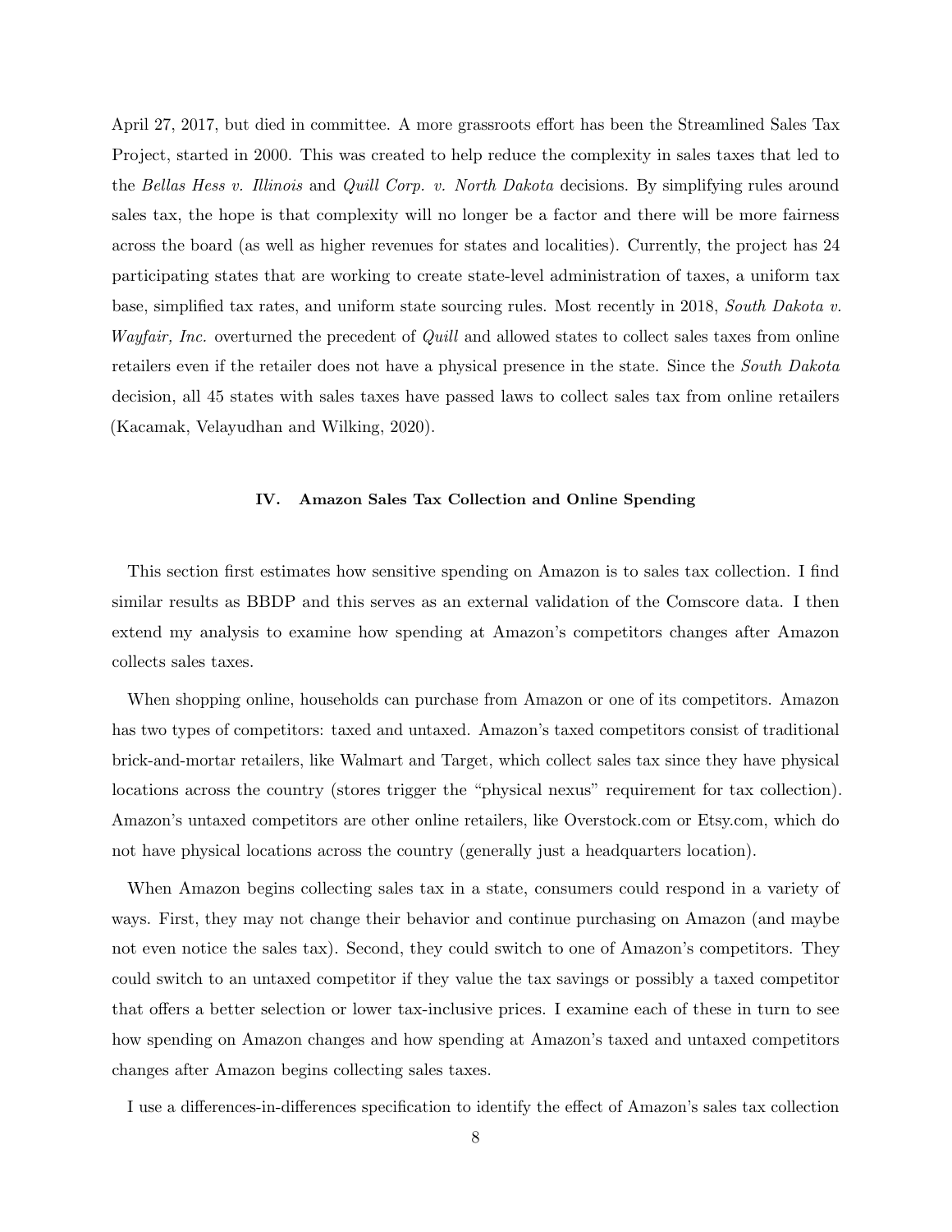April 27, 2017, but died in committee. A more grassroots effort has been the Streamlined Sales Tax Project, started in 2000. This was created to help reduce the complexity in sales taxes that led to the *Bellas Hess v. Illinois* and *Quill Corp. v. North Dakota* decisions. By simplifying rules around sales tax, the hope is that complexity will no longer be a factor and there will be more fairness across the board (as well as higher revenues for states and localities). Currently, the project has 24 participating states that are working to create state-level administration of taxes, a uniform tax base, simplified tax rates, and uniform state sourcing rules. Most recently in 2018, *South Dakota v. Wayfair, Inc.* overturned the precedent of *Quill* and allowed states to collect sales taxes from online retailers even if the retailer does not have a physical presence in the state. Since the *South Dakota* decision, all 45 states with sales taxes have passed laws to collect sales tax from online retailers (Kacamak, Velayudhan and Wilking, 2020).

## IV. Amazon Sales Tax Collection and Online Spending

This section first estimates how sensitive spending on Amazon is to sales tax collection. I find similar results as BBDP and this serves as an external validation of the Comscore data. I then extend my analysis to examine how spending at Amazon's competitors changes after Amazon collects sales taxes.

When shopping online, households can purchase from Amazon or one of its competitors. Amazon has two types of competitors: taxed and untaxed. Amazon's taxed competitors consist of traditional brick-and-mortar retailers, like Walmart and Target, which collect sales tax since they have physical locations across the country (stores trigger the "physical nexus" requirement for tax collection). Amazon's untaxed competitors are other online retailers, like Overstock.com or Etsy.com, which do not have physical locations across the country (generally just a headquarters location).

When Amazon begins collecting sales tax in a state, consumers could respond in a variety of ways. First, they may not change their behavior and continue purchasing on Amazon (and maybe not even notice the sales tax). Second, they could switch to one of Amazon's competitors. They could switch to an untaxed competitor if they value the tax savings or possibly a taxed competitor that offers a better selection or lower tax-inclusive prices. I examine each of these in turn to see how spending on Amazon changes and how spending at Amazon's taxed and untaxed competitors changes after Amazon begins collecting sales taxes.

I use a differences-in-differences specification to identify the effect of Amazon's sales tax collection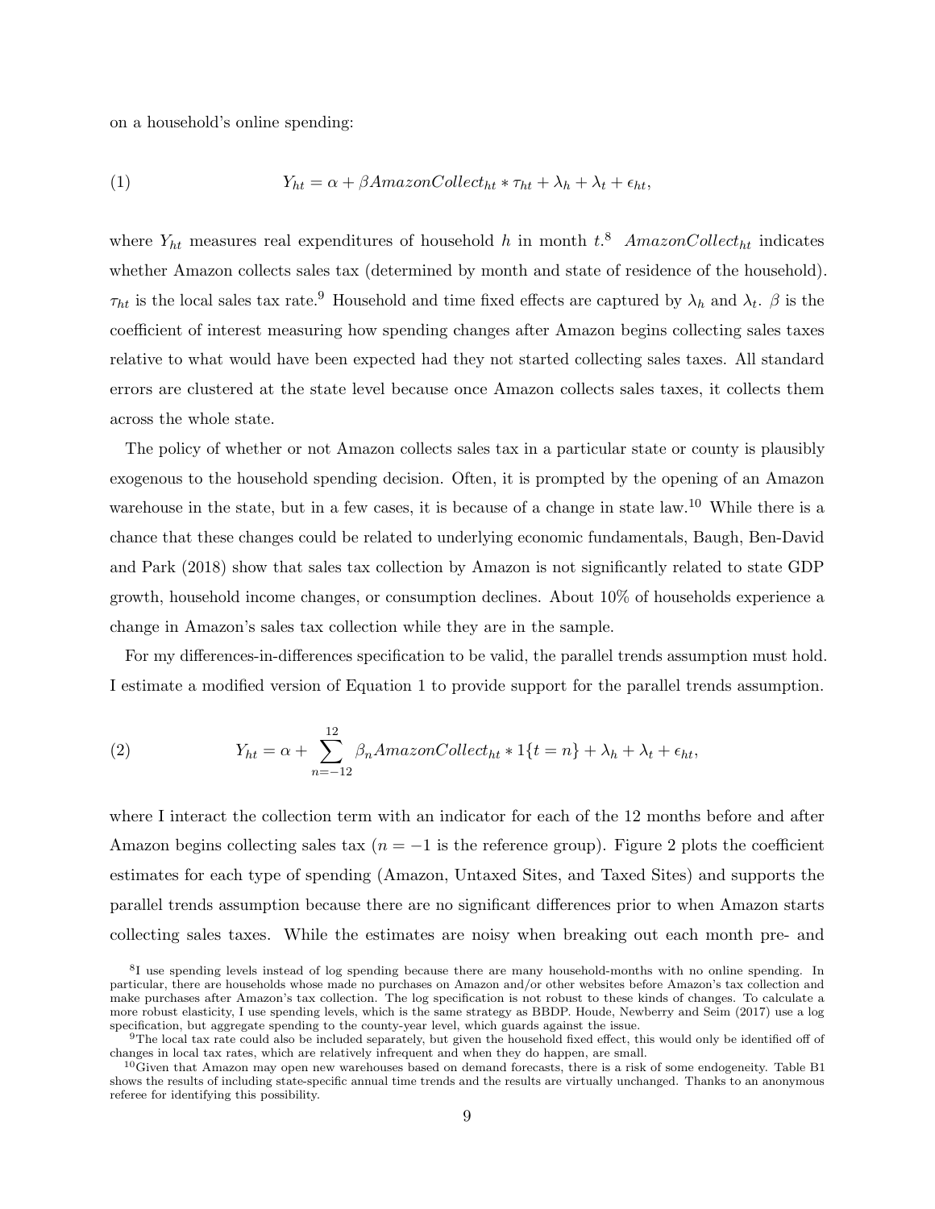on a household's online spending:

$$(1) \qquad Y_{ht} = \alpha + \beta AmazonCollect_{ht} * \tau_{ht} + \lambda_h + \lambda_t + \epsilon_{ht},$$

where $Y_{ht}$ measures real expenditures of household $h$ in month $t$.[8] $AmazonCollect_{ht}$ indicates whether Amazon collects sales tax (determined by month and state of residence of the household). $\tau_{ht}$ is the local sales tax rate.[9] Household and time fixed effects are captured by $\lambda_h$ and $\lambda_t$. $\beta$ is the coefficient of interest measuring how spending changes after Amazon begins collecting sales taxes relative to what would have been expected had they not started collecting sales taxes. All standard errors are clustered at the state level because once Amazon collects sales taxes, it collects them across the whole state.

The policy of whether or not Amazon collects sales tax in a particular state or county is plausibly exogenous to the household spending decision. Often, it is prompted by the opening of an Amazon warehouse in the state, but in a few cases, it is because of a change in state law.[10] While there is a chance that these changes could be related to underlying economic fundamentals, Baugh, Ben-David and Park (2018) show that sales tax collection by Amazon is not significantly related to state GDP growth, household income changes, or consumption declines. About 10% of households experience a change in Amazon's sales tax collection while they are in the sample.

For my differences-in-differences specification to be valid, the parallel trends assumption must hold. I estimate a modified version of Equation 1 to provide support for the parallel trends assumption.

$$(2) \qquad Y_{ht} = \alpha + \sum_{n=-12}^{12} \beta_n AmazonCollect_{ht} * 1\{t = n\} + \lambda_h + \lambda_t + \epsilon_{ht},$$

where I interact the collection term with an indicator for each of the 12 months before and after Amazon begins collecting sales tax ($n = -1$ is the reference group). Figure 2 plots the coefficient estimates for each type of spending (Amazon, Untaxed Sites, and Taxed Sites) and supports the parallel trends assumption because there are no significant differences prior to when Amazon starts collecting sales taxes. While the estimates are noisy when breaking out each month pre- and

[8] I use spending levels instead of log spending because there are many household-months with no online spending. In particular, there are households whose made no purchases on Amazon and/or other websites before Amazon's tax collection and make purchases after Amazon's tax collection. The log specification is not robust to these kinds of changes. To calculate a more robust elasticity, I use spending levels, which is the same strategy as BBDP. Houde, Newberry and Seim (2017) use a log specification, but aggregate spending to the county-year level, which guards against the issue.

[9] The local tax rate could also be included separately, but given the household fixed effect, this would only be identified off of changes in local tax rates, which are relatively infrequent and when they do happen, are small.

[10] Given that Amazon may open new warehouses based on demand forecasts, there is a risk of some endogeneity. Table B1 shows the results of including state-specific annual time trends and the results are virtually unchanged. Thanks to an anonymous referee for identifying this possibility.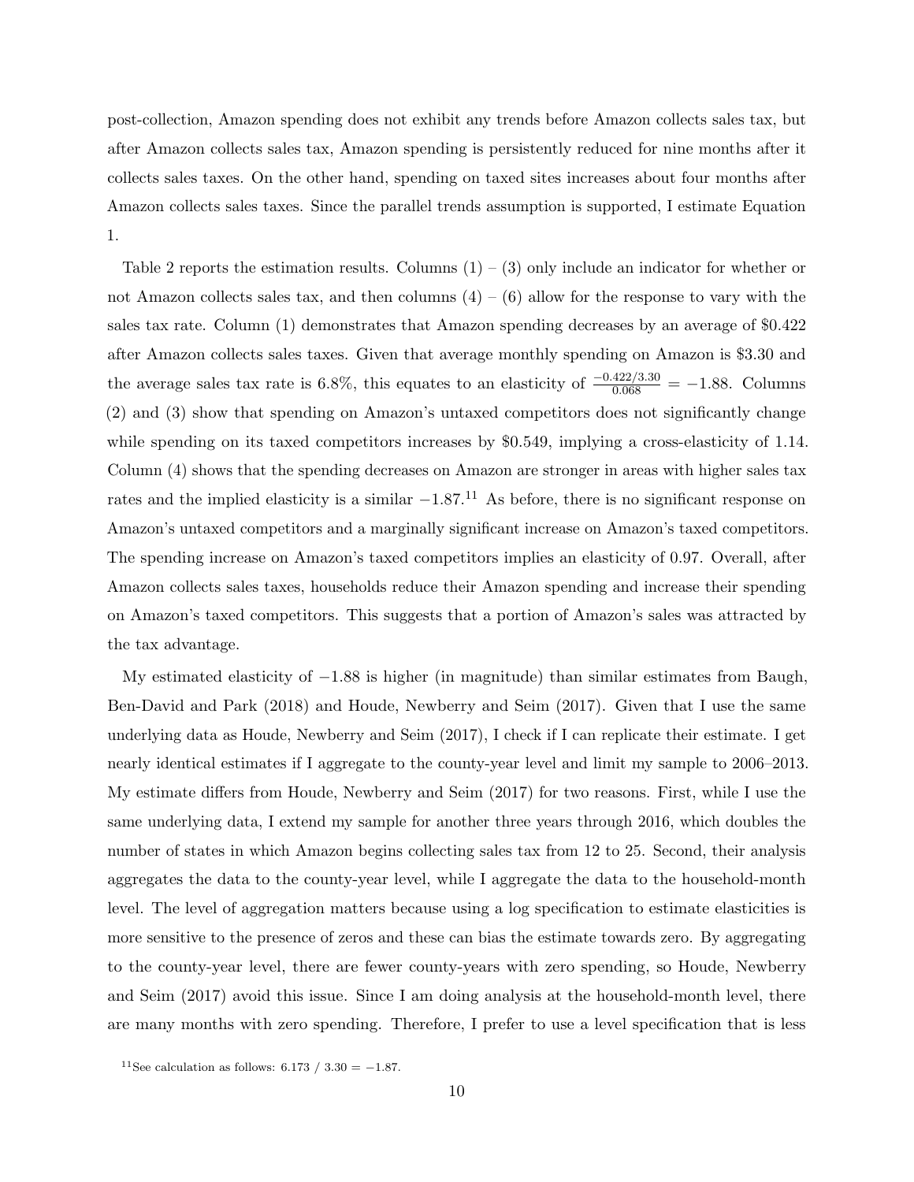post-collection, Amazon spending does not exhibit any trends before Amazon collects sales tax, but after Amazon collects sales tax, Amazon spending is persistently reduced for nine months after it collects sales taxes. On the other hand, spending on taxed sites increases about four months after Amazon collects sales taxes. Since the parallel trends assumption is supported, I estimate Equation 1.

Table 2 reports the estimation results. Columns (1) – (3) only include an indicator for whether or not Amazon collects sales tax, and then columns (4) – (6) allow for the response to vary with the sales tax rate. Column (1) demonstrates that Amazon spending decreases by an average of \$0.422 after Amazon collects sales taxes. Given that average monthly spending on Amazon is \$3.30 and the average sales tax rate is 6.8%, this equates to an elasticity of $\frac{-0.422/3.30}{0.068} = -1.88$. Columns (2) and (3) show that spending on Amazon's untaxed competitors does not significantly change while spending on its taxed competitors increases by \$0.549, implying a cross-elasticity of 1.14. Column (4) shows that the spending decreases on Amazon are stronger in areas with higher sales tax rates and the implied elasticity is a similar $-1.87$.[11] As before, there is no significant response on Amazon's untaxed competitors and a marginally significant increase on Amazon's taxed competitors. The spending increase on Amazon's taxed competitors implies an elasticity of 0.97. Overall, after Amazon collects sales taxes, households reduce their Amazon spending and increase their spending on Amazon's taxed competitors. This suggests that a portion of Amazon's sales was attracted by the tax advantage.

My estimated elasticity of $-1.88$ is higher (in magnitude) than similar estimates from Baugh, Ben-David and Park (2018) and Houde, Newberry and Seim (2017). Given that I use the same underlying data as Houde, Newberry and Seim (2017), I check if I can replicate their estimate. I get nearly identical estimates if I aggregate to the county-year level and limit my sample to 2006–2013. My estimate differs from Houde, Newberry and Seim (2017) for two reasons. First, while I use the same underlying data, I extend my sample for another three years through 2016, which doubles the number of states in which Amazon begins collecting sales tax from 12 to 25. Second, their analysis aggregates the data to the county-year level, while I aggregate the data to the household-month level. The level of aggregation matters because using a log specification to estimate elasticities is more sensitive to the presence of zeros and these can bias the estimate towards zero. By aggregating to the county-year level, there are fewer county-years with zero spending, so Houde, Newberry and Seim (2017) avoid this issue. Since I am doing analysis at the household-month level, there are many months with zero spending. Therefore, I prefer to use a level specification that is less

[11] See calculation as follows: $6.173 \ / \ 3.30 = -1.87$.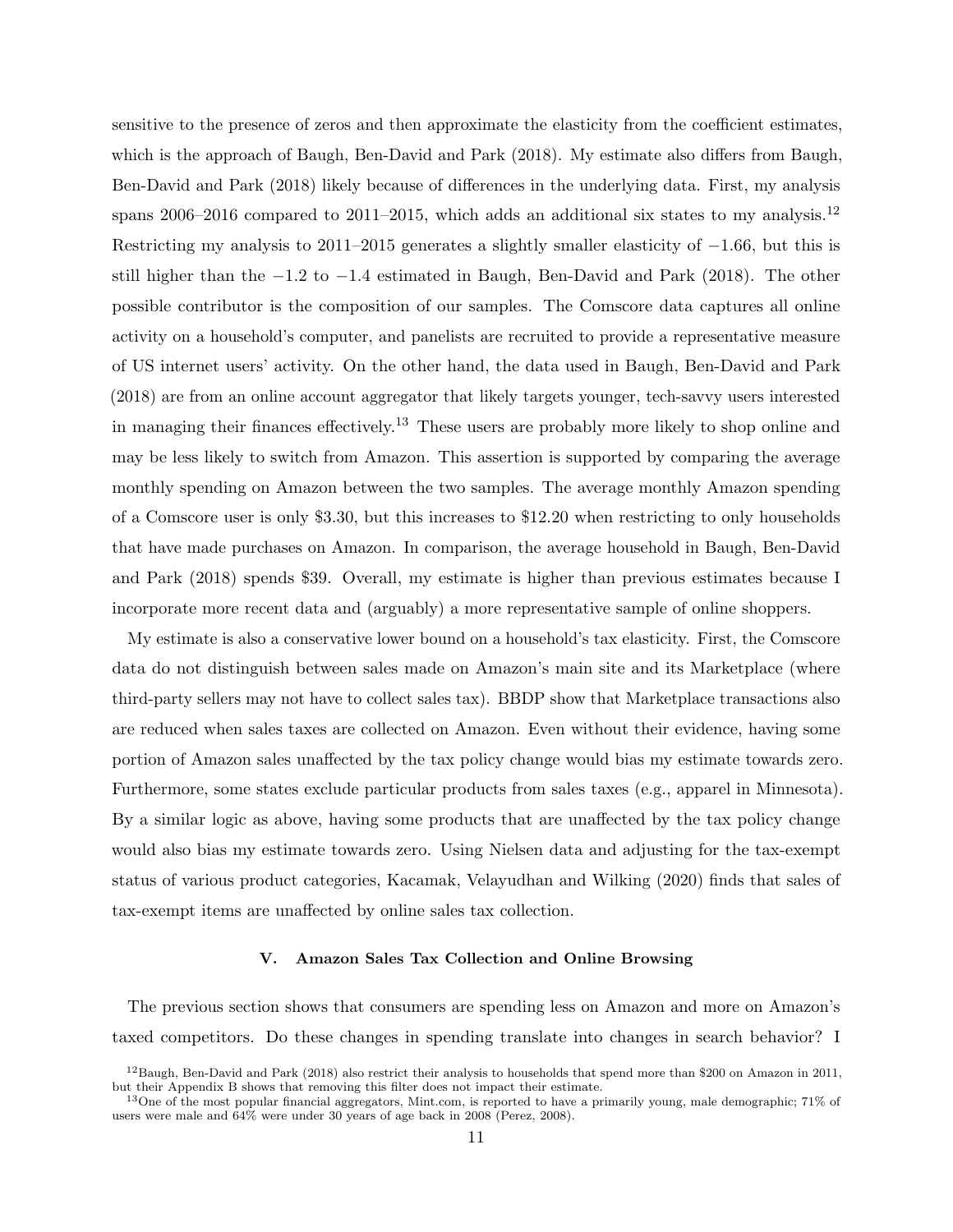sensitive to the presence of zeros and then approximate the elasticity from the coefficient estimates, which is the approach of Baugh, Ben-David and Park (2018). My estimate also differs from Baugh, Ben-David and Park (2018) likely because of differences in the underlying data. First, my analysis spans 2006–2016 compared to 2011–2015, which adds an additional six states to my analysis.[12] Restricting my analysis to 2011–2015 generates a slightly smaller elasticity of $-1.66$, but this is still higher than the $-1.2$ to $-1.4$ estimated in Baugh, Ben-David and Park (2018). The other possible contributor is the composition of our samples. The Comscore data captures all online activity on a household's computer, and panelists are recruited to provide a representative measure of US internet users' activity. On the other hand, the data used in Baugh, Ben-David and Park (2018) are from an online account aggregator that likely targets younger, tech-savvy users interested in managing their finances effectively.[13] These users are probably more likely to shop online and may be less likely to switch from Amazon. This assertion is supported by comparing the average monthly spending on Amazon between the two samples. The average monthly Amazon spending of a Comscore user is only \$3.30, but this increases to \$12.20 when restricting to only households that have made purchases on Amazon. In comparison, the average household in Baugh, Ben-David and Park (2018) spends \$39. Overall, my estimate is higher than previous estimates because I incorporate more recent data and (arguably) a more representative sample of online shoppers.

My estimate is also a conservative lower bound on a household's tax elasticity. First, the Comscore data do not distinguish between sales made on Amazon's main site and its Marketplace (where third-party sellers may not have to collect sales tax). BBDP show that Marketplace transactions also are reduced when sales taxes are collected on Amazon. Even without their evidence, having some portion of Amazon sales unaffected by the tax policy change would bias my estimate towards zero. Furthermore, some states exclude particular products from sales taxes (e.g., apparel in Minnesota). By a similar logic as above, having some products that are unaffected by the tax policy change would also bias my estimate towards zero. Using Nielsen data and adjusting for the tax-exempt status of various product categories, Kacamak, Velayudhan and Wilking (2020) finds that sales of tax-exempt items are unaffected by online sales tax collection.

## V. Amazon Sales Tax Collection and Online Browsing

The previous section shows that consumers are spending less on Amazon and more on Amazon's taxed competitors. Do these changes in spending translate into changes in search behavior? I

[12] Baugh, Ben-David and Park (2018) also restrict their analysis to households that spend more than \$200 on Amazon in 2011, but their Appendix B shows that removing this filter does not impact their estimate.

[13] One of the most popular financial aggregators, Mint.com, is reported to have a primarily young, male demographic; 71% of users were male and 64% were under 30 years of age back in 2008 (Perez, 2008).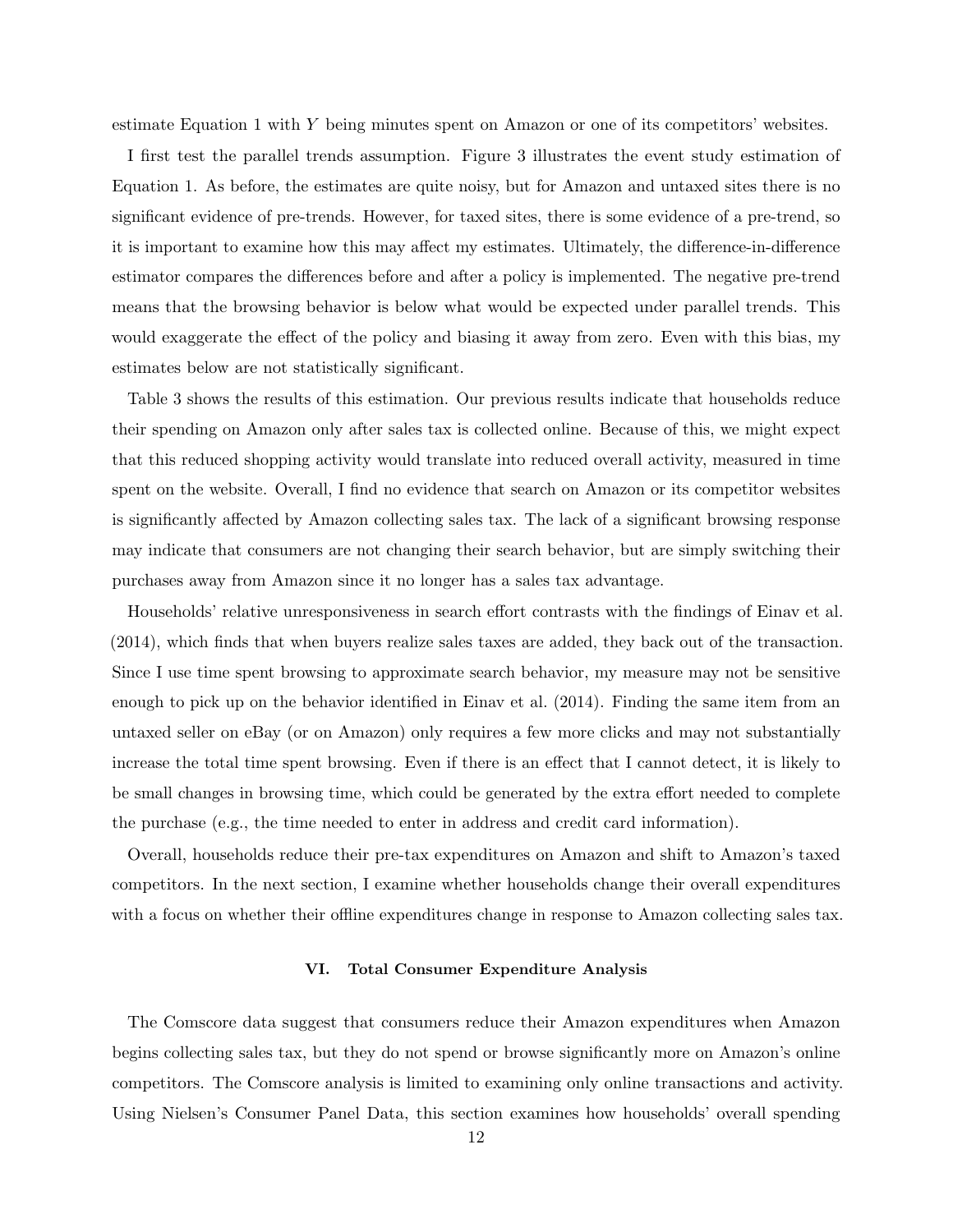estimate Equation 1 with $Y$ being minutes spent on Amazon or one of its competitors' websites.

I first test the parallel trends assumption. Figure 3 illustrates the event study estimation of Equation 1. As before, the estimates are quite noisy, but for Amazon and untaxed sites there is no significant evidence of pre-trends. However, for taxed sites, there is some evidence of a pre-trend, so it is important to examine how this may affect my estimates. Ultimately, the difference-in-difference estimator compares the differences before and after a policy is implemented. The negative pre-trend means that the browsing behavior is below what would be expected under parallel trends. This would exaggerate the effect of the policy and biasing it away from zero. Even with this bias, my estimates below are not statistically significant.

Table 3 shows the results of this estimation. Our previous results indicate that households reduce their spending on Amazon only after sales tax is collected online. Because of this, we might expect that this reduced shopping activity would translate into reduced overall activity, measured in time spent on the website. Overall, I find no evidence that search on Amazon or its competitor websites is significantly affected by Amazon collecting sales tax. The lack of a significant browsing response may indicate that consumers are not changing their search behavior, but are simply switching their purchases away from Amazon since it no longer has a sales tax advantage.

Households' relative unresponsiveness in search effort contrasts with the findings of Einav et al. (2014), which finds that when buyers realize sales taxes are added, they back out of the transaction. Since I use time spent browsing to approximate search behavior, my measure may not be sensitive enough to pick up on the behavior identified in Einav et al. (2014). Finding the same item from an untaxed seller on eBay (or on Amazon) only requires a few more clicks and may not substantially increase the total time spent browsing. Even if there is an effect that I cannot detect, it is likely to be small changes in browsing time, which could be generated by the extra effort needed to complete the purchase (e.g., the time needed to enter in address and credit card information).

Overall, households reduce their pre-tax expenditures on Amazon and shift to Amazon's taxed competitors. In the next section, I examine whether households change their overall expenditures with a focus on whether their offline expenditures change in response to Amazon collecting sales tax.

## VI. Total Consumer Expenditure Analysis

The Comscore data suggest that consumers reduce their Amazon expenditures when Amazon begins collecting sales tax, but they do not spend or browse significantly more on Amazon's online competitors. The Comscore analysis is limited to examining only online transactions and activity. Using Nielsen's Consumer Panel Data, this section examines how households' overall spending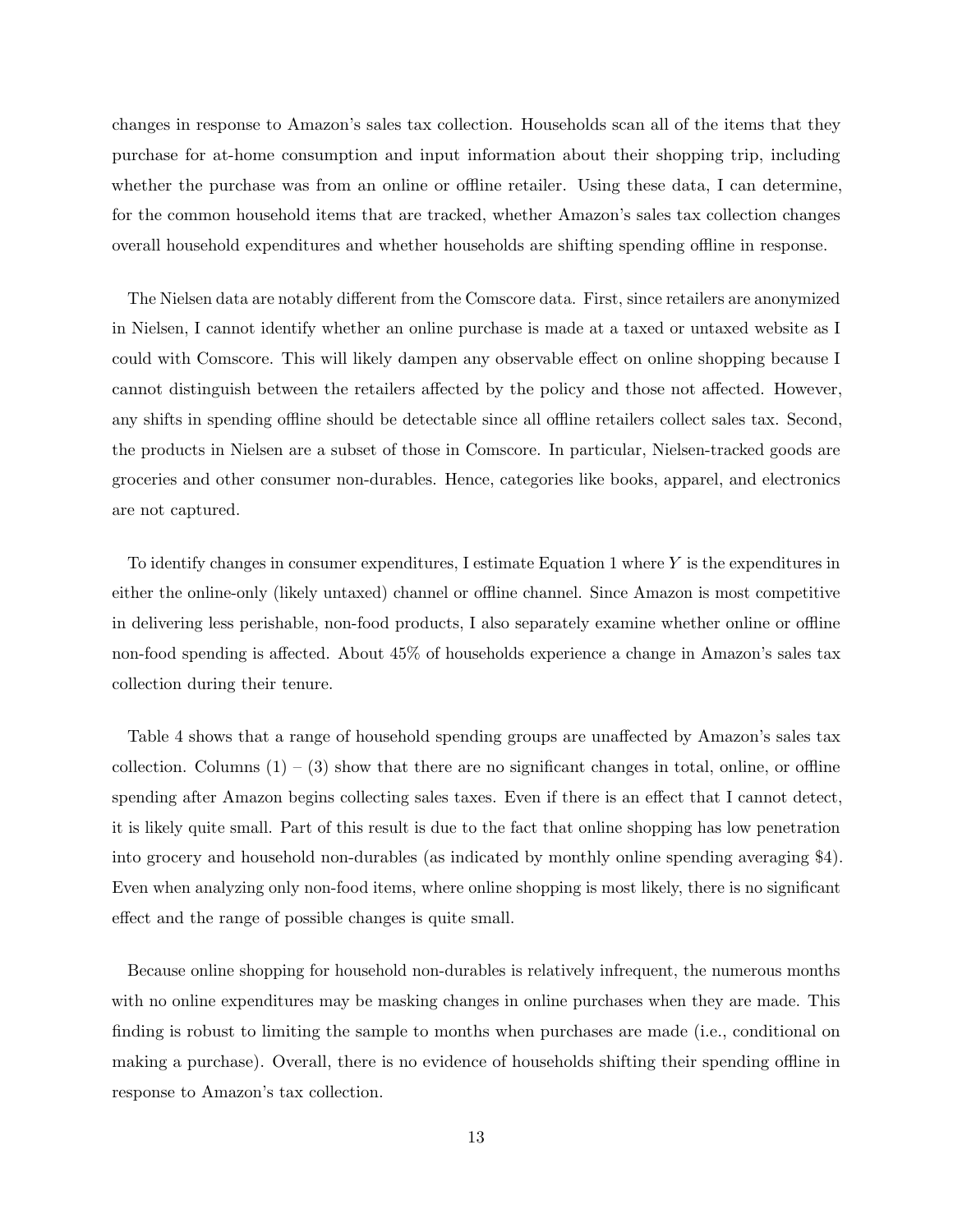changes in response to Amazon's sales tax collection. Households scan all of the items that they purchase for at-home consumption and input information about their shopping trip, including whether the purchase was from an online or offline retailer. Using these data, I can determine, for the common household items that are tracked, whether Amazon's sales tax collection changes overall household expenditures and whether households are shifting spending offline in response.

The Nielsen data are notably different from the Comscore data. First, since retailers are anonymized in Nielsen, I cannot identify whether an online purchase is made at a taxed or untaxed website as I could with Comscore. This will likely dampen any observable effect on online shopping because I cannot distinguish between the retailers affected by the policy and those not affected. However, any shifts in spending offline should be detectable since all offline retailers collect sales tax. Second, the products in Nielsen are a subset of those in Comscore. In particular, Nielsen-tracked goods are groceries and other consumer non-durables. Hence, categories like books, apparel, and electronics are not captured.

To identify changes in consumer expenditures, I estimate Equation 1 where $Y$ is the expenditures in either the online-only (likely untaxed) channel or offline channel. Since Amazon is most competitive in delivering less perishable, non-food products, I also separately examine whether online or offline non-food spending is affected. About 45% of households experience a change in Amazon's sales tax collection during their tenure.

Table 4 shows that a range of household spending groups are unaffected by Amazon's sales tax collection. Columns (1) – (3) show that there are no significant changes in total, online, or offline spending after Amazon begins collecting sales taxes. Even if there is an effect that I cannot detect, it is likely quite small. Part of this result is due to the fact that online shopping has low penetration into grocery and household non-durables (as indicated by monthly online spending averaging $4). Even when analyzing only non-food items, where online shopping is most likely, there is no significant effect and the range of possible changes is quite small.

Because online shopping for household non-durables is relatively infrequent, the numerous months with no online expenditures may be masking changes in online purchases when they are made. This finding is robust to limiting the sample to months when purchases are made (i.e., conditional on making a purchase). Overall, there is no evidence of households shifting their spending offline in response to Amazon's tax collection.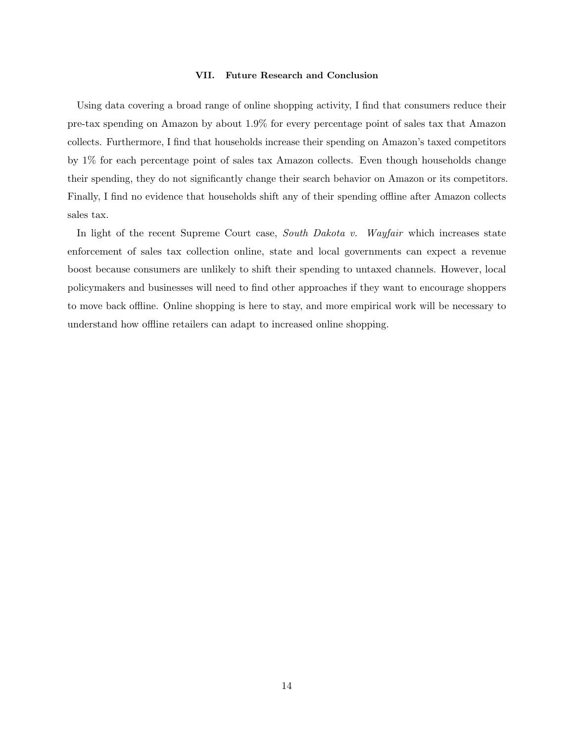## VII. Future Research and Conclusion

Using data covering a broad range of online shopping activity, I find that consumers reduce their pre-tax spending on Amazon by about 1.9% for every percentage point of sales tax that Amazon collects. Furthermore, I find that households increase their spending on Amazon's taxed competitors by 1% for each percentage point of sales tax Amazon collects. Even though households change their spending, they do not significantly change their search behavior on Amazon or its competitors. Finally, I find no evidence that households shift any of their spending offline after Amazon collects sales tax.

In light of the recent Supreme Court case, *South Dakota v. Wayfair* which increases state enforcement of sales tax collection online, state and local governments can expect a revenue boost because consumers are unlikely to shift their spending to untaxed channels. However, local policymakers and businesses will need to find other approaches if they want to encourage shoppers to move back offline. Online shopping is here to stay, and more empirical work will be necessary to understand how offline retailers can adapt to increased online shopping.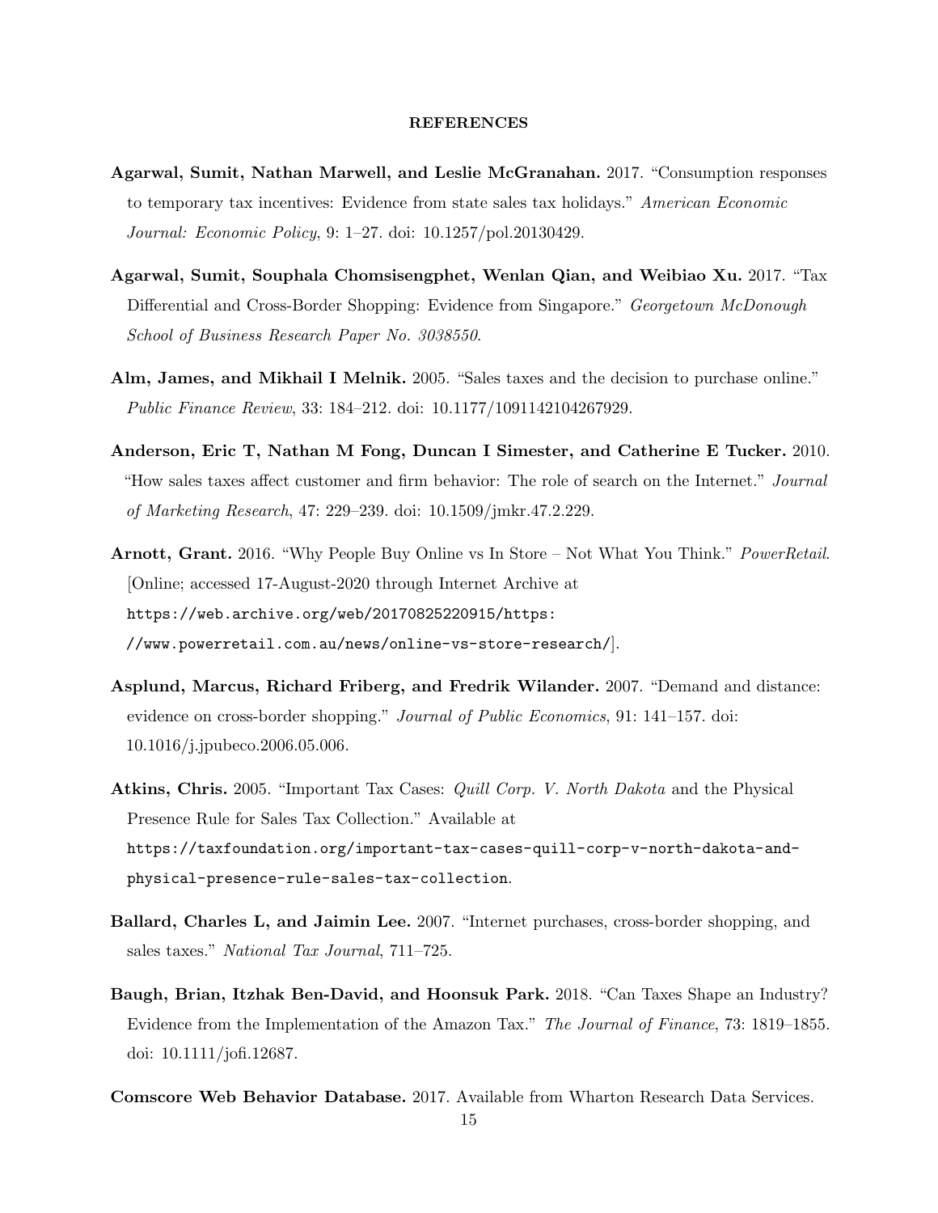### REFERENCES

**Agarwal, Sumit, Nathan Marwell, and Leslie McGranahan.** 2017. "Consumption responses to temporary tax incentives: Evidence from state sales tax holidays." *American Economic Journal: Economic Policy*, 9: 1–27. doi: 10.1257/pol.20130429.

**Agarwal, Sumit, Souphala Chomsisengphet, Wenlan Qian, and Weibiao Xu.** 2017. "Tax Differential and Cross-Border Shopping: Evidence from Singapore." *Georgetown McDonough School of Business Research Paper No. 3038550*.

**Alm, James, and Mikhail I Melnik.** 2005. "Sales taxes and the decision to purchase online." *Public Finance Review*, 33: 184–212. doi: 10.1177/1091142104267929.

**Anderson, Eric T, Nathan M Fong, Duncan I Simester, and Catherine E Tucker.** 2010. "How sales taxes affect customer and firm behavior: The role of search on the Internet." *Journal of Marketing Research*, 47: 229–239. doi: 10.1509/jmkr.47.2.229.

**Arnott, Grant.** 2016. "Why People Buy Online vs In Store – Not What You Think." *PowerRetail*. [Online; accessed 17-August-2020 through Internet Archive at https://web.archive.org/web/20170825220915/https://www.powerretail.com.au/news/online-vs-store-research/].

**Asplund, Marcus, Richard Friberg, and Fredrik Wilander.** 2007. "Demand and distance: evidence on cross-border shopping." *Journal of Public Economics*, 91: 141–157. doi: 10.1016/j.jpubeco.2006.05.006.

**Atkins, Chris.** 2005. "Important Tax Cases: *Quill Corp. V. North Dakota* and the Physical Presence Rule for Sales Tax Collection." Available at https://taxfoundation.org/important-tax-cases-quill-corp-v-north-dakota-and-physical-presence-rule-sales-tax-collection.

**Ballard, Charles L, and Jaimin Lee.** 2007. "Internet purchases, cross-border shopping, and sales taxes." *National Tax Journal*, 711–725.

**Baugh, Brian, Itzhak Ben-David, and Hoonsuk Park.** 2018. "Can Taxes Shape an Industry? Evidence from the Implementation of the Amazon Tax." *The Journal of Finance*, 73: 1819–1855. doi: 10.1111/jofi.12687.

**Comscore Web Behavior Database.** 2017. Available from Wharton Research Data Services.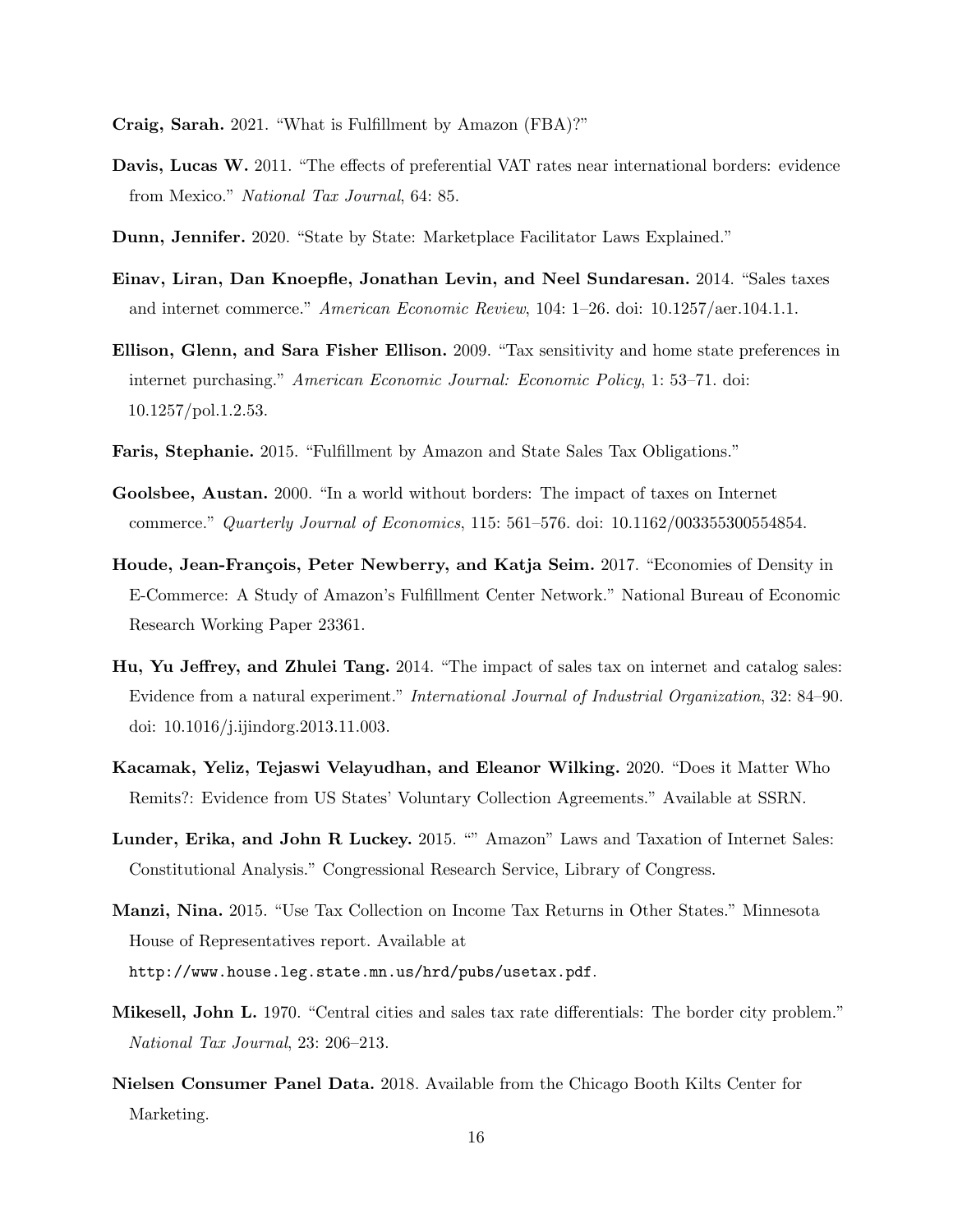**Craig, Sarah.** 2021. "What is Fulfillment by Amazon (FBA)?"

**Davis, Lucas W.** 2011. "The effects of preferential VAT rates near international borders: evidence from Mexico." *National Tax Journal*, 64: 85.

**Dunn, Jennifer.** 2020. "State by State: Marketplace Facilitator Laws Explained."

**Einav, Liran, Dan Knoepfle, Jonathan Levin, and Neel Sundaresan.** 2014. "Sales taxes and internet commerce." *American Economic Review*, 104: 1–26. doi: 10.1257/aer.104.1.1.

**Ellison, Glenn, and Sara Fisher Ellison.** 2009. "Tax sensitivity and home state preferences in internet purchasing." *American Economic Journal: Economic Policy*, 1: 53–71. doi: 10.1257/pol.1.2.53.

**Faris, Stephanie.** 2015. "Fulfillment by Amazon and State Sales Tax Obligations."

**Goolsbee, Austan.** 2000. "In a world without borders: The impact of taxes on Internet commerce." *Quarterly Journal of Economics*, 115: 561–576. doi: 10.1162/003355300554854.

**Houde, Jean-François, Peter Newberry, and Katja Seim.** 2017. "Economies of Density in E-Commerce: A Study of Amazon's Fulfillment Center Network." National Bureau of Economic Research Working Paper 23361.

**Hu, Yu Jeffrey, and Zhulei Tang.** 2014. "The impact of sales tax on internet and catalog sales: Evidence from a natural experiment." *International Journal of Industrial Organization*, 32: 84–90. doi: 10.1016/j.ijindorg.2013.11.003.

**Kacamak, Yeliz, Tejaswi Velayudhan, and Eleanor Wilking.** 2020. "Does it Matter Who Remits?: Evidence from US States' Voluntary Collection Agreements." Available at SSRN.

**Lunder, Erika, and John R Luckey.** 2015. "" Amazon" Laws and Taxation of Internet Sales: Constitutional Analysis." Congressional Research Service, Library of Congress.

**Manzi, Nina.** 2015. "Use Tax Collection on Income Tax Returns in Other States." Minnesota House of Representatives report. Available at http://www.house.leg.state.mn.us/hrd/pubs/usetax.pdf.

**Mikesell, John L.** 1970. "Central cities and sales tax rate differentials: The border city problem." *National Tax Journal*, 23: 206–213.

**Nielsen Consumer Panel Data.** 2018. Available from the Chicago Booth Kilts Center for Marketing.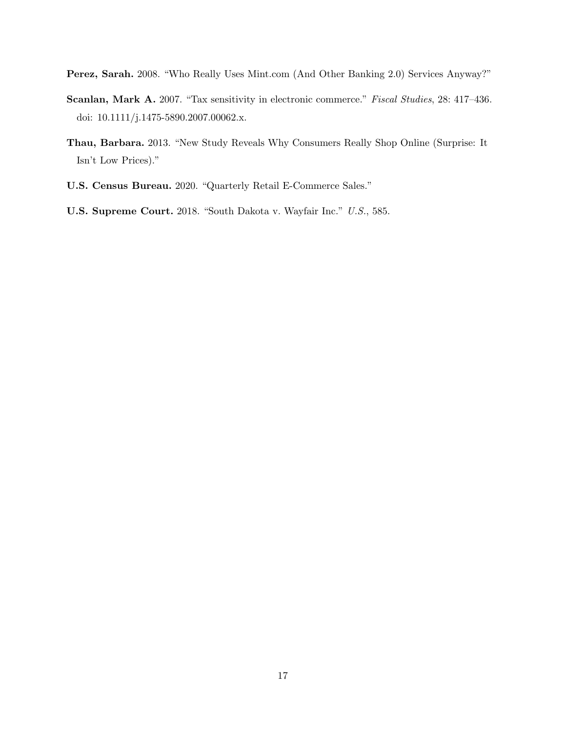**Perez, Sarah.** 2008. "Who Really Uses Mint.com (And Other Banking 2.0) Services Anyway?"

**Scanlan, Mark A.** 2007. "Tax sensitivity in electronic commerce." *Fiscal Studies*, 28: 417–436. doi: 10.1111/j.1475-5890.2007.00062.x.

**Thau, Barbara.** 2013. "New Study Reveals Why Consumers Really Shop Online (Surprise: It Isn't Low Prices)."

**U.S. Census Bureau.** 2020. "Quarterly Retail E-Commerce Sales."

**U.S. Supreme Court.** 2018. "South Dakota v. Wayfair Inc." *U.S.*, 585.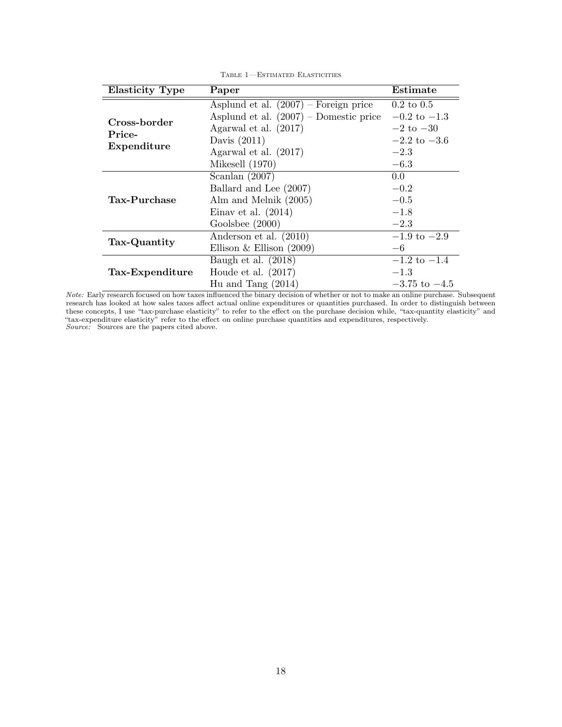Table 1—Estimated Elasticities

| Elasticity Type | Paper | Estimate |
|---|---|---|
| **Cross-border Price-Expenditure** | Asplund et al. (2007) – Foreign price | 0.2 to 0.5 |
| | Asplund et al. (2007) – Domestic price | −0.2 to −1.3 |
| | Agarwal et al. (2017) | −2 to −30 |
| | Davis (2011) | −2.2 to −3.6 |
| | Agarwal et al. (2017) | −2.3 |
| | Mikesell (1970) | −6.3 |
| **Tax-Purchase** | Scanlan (2007) | 0.0 |
| | Ballard and Lee (2007) | −0.2 |
| | Alm and Melnik (2005) | −0.5 |
| | Einav et al. (2014) | −1.8 |
| | Goolsbee (2000) | −2.3 |
| **Tax-Quantity** | Anderson et al. (2010) | −1.9 to −2.9 |
| | Ellison & Ellison (2009) | −6 |
| **Tax-Expenditure** | Baugh et al. (2018) | −1.2 to −1.4 |
| | Houde et al. (2017) | −1.3 |
| | Hu and Tang (2014) | −3.75 to −4.5 |

*Note:* Early research focused on how taxes influenced the binary decision of whether or not to make an online purchase. Subsequent research has looked at how sales taxes affect actual online expenditures or quantities purchased. In order to distinguish between these concepts, I use "tax-purchase elasticity" to refer to the effect on the purchase decision while, "tax-quantity elasticity" and "tax-expenditure elasticity" refer to the effect on online purchase quantities and expenditures, respectively.
*Source:* Sources are the papers cited above.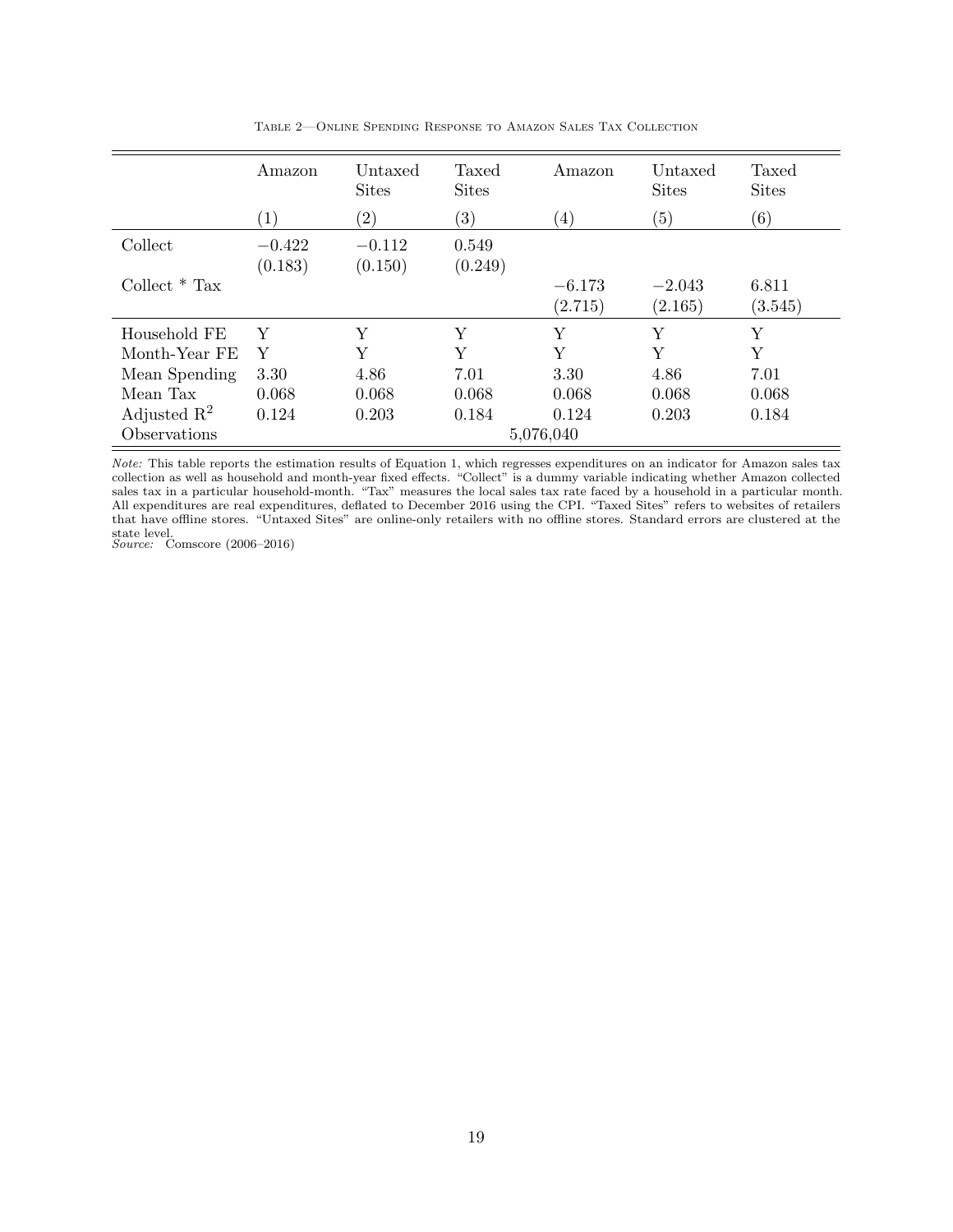Table 2—Online Spending Response to Amazon Sales Tax Collection

| | Amazon | Untaxed Sites | Taxed Sites | Amazon | Untaxed Sites | Taxed Sites |
|---|---|---|---|---|---|---|
| | (1) | (2) | (3) | (4) | (5) | (6) |
| Collect | −0.422 | −0.112 | 0.549 | | | |
| | (0.183) | (0.150) | (0.249) | | | |
| Collect * Tax | | | | −6.173 | −2.043 | 6.811 |
| | | | | (2.715) | (2.165) | (3.545) |
| Household FE | Y | Y | Y | Y | Y | Y |
| Month-Year FE | Y | Y | Y | Y | Y | Y |
| Mean Spending | 3.30 | 4.86 | 7.01 | 3.30 | 4.86 | 7.01 |
| Mean Tax | 0.068 | 0.068 | 0.068 | 0.068 | 0.068 | 0.068 |
| Adjusted $R^2$ | 0.124 | 0.203 | 0.184 | 0.124 | 0.203 | 0.184 |
| Observations | 5,076,040 | | | | | |

*Note:* This table reports the estimation results of Equation 1, which regresses expenditures on an indicator for Amazon sales tax collection as well as household and month-year fixed effects. "Collect" is a dummy variable indicating whether Amazon collected sales tax in a particular household-month. "Tax" measures the local sales tax rate faced by a household in a particular month. All expenditures are real expenditures, deflated to December 2016 using the CPI. "Taxed Sites" refers to websites of retailers that have offline stores. "Untaxed Sites" are online-only retailers with no offline stores. Standard errors are clustered at the state level.
*Source:* Comscore (2006–2016)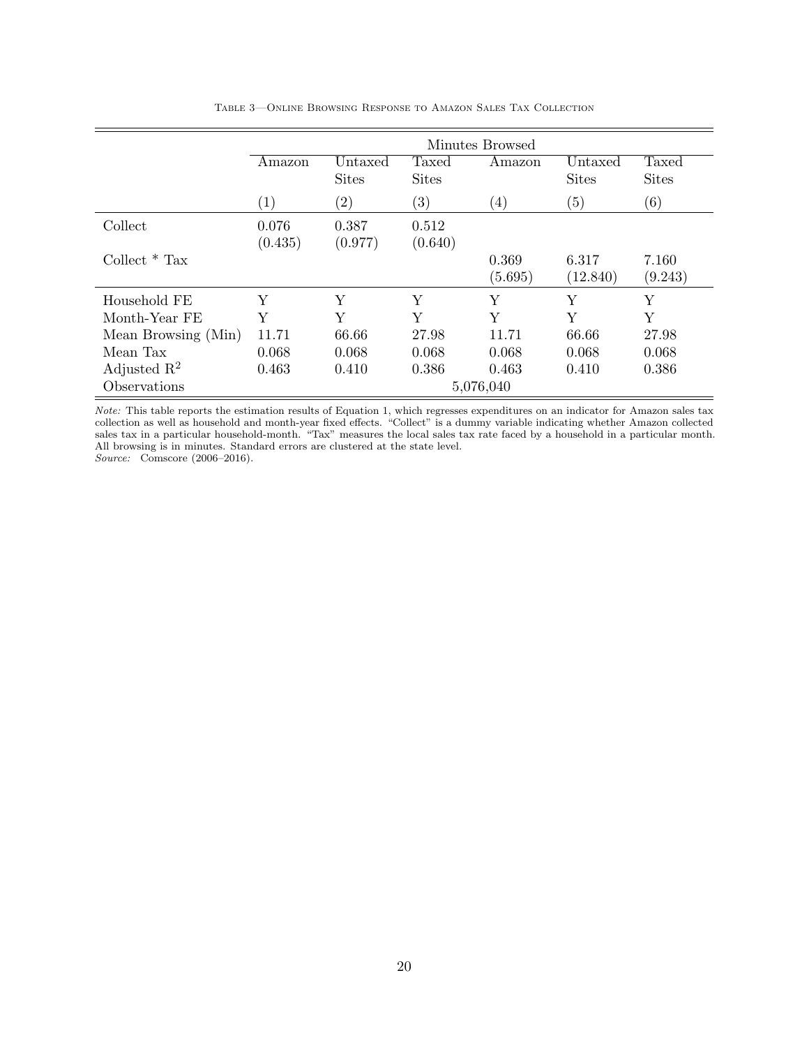Table 3—Online Browsing Response to Amazon Sales Tax Collection

| | Minutes Browsed | | | | | |
|---|---|---|---|---|---|---|
| | Amazon | Untaxed Sites | Taxed Sites | Amazon | Untaxed Sites | Taxed Sites |
| | (1) | (2) | (3) | (4) | (5) | (6) |
| Collect | 0.076 | 0.387 | 0.512 | | | |
| | (0.435) | (0.977) | (0.640) | | | |
| Collect * Tax | | | | 0.369 | 6.317 | 7.160 |
| | | | | (5.695) | (12.840) | (9.243) |
| Household FE | Y | Y | Y | Y | Y | Y |
| Month-Year FE | Y | Y | Y | Y | Y | Y |
| Mean Browsing (Min) | 11.71 | 66.66 | 27.98 | 11.71 | 66.66 | 27.98 |
| Mean Tax | 0.068 | 0.068 | 0.068 | 0.068 | 0.068 | 0.068 |
| Adjusted $R^2$ | 0.463 | 0.410 | 0.386 | 0.463 | 0.410 | 0.386 |
| Observations | 5,076,040 | | | | | |

*Note:* This table reports the estimation results of Equation 1, which regresses expenditures on an indicator for Amazon sales tax collection as well as household and month-year fixed effects. "Collect" is a dummy variable indicating whether Amazon collected sales tax in a particular household-month. "Tax" measures the local sales tax rate faced by a household in a particular month. All browsing is in minutes. Standard errors are clustered at the state level.
*Source:* Comscore (2006–2016).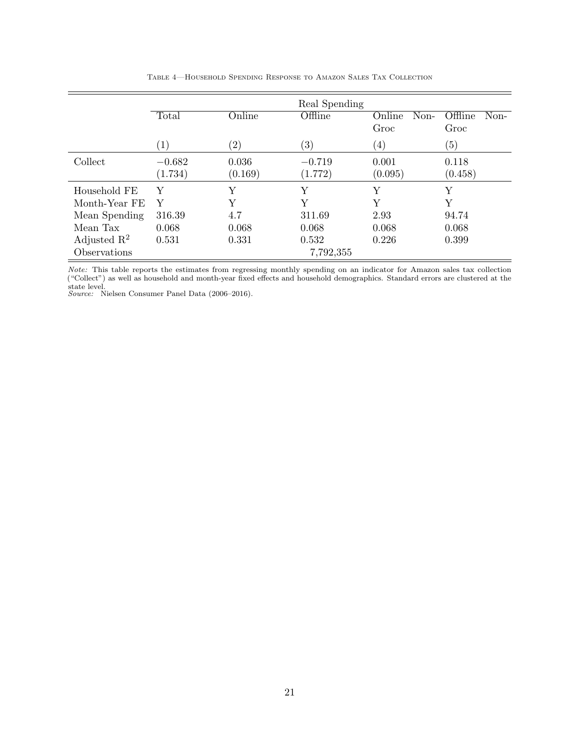Table 4—Household Spending Response to Amazon Sales Tax Collection

| | Real Spending | | | | |
|---|---|---|---|---|---|
| | Total | Online | Offline | Online Non-Groc | Offline Non-Groc |
| | (1) | (2) | (3) | (4) | (5) |
| Collect | −0.682 | 0.036 | −0.719 | 0.001 | 0.118 |
| | (1.734) | (0.169) | (1.772) | (0.095) | (0.458) |
| Household FE | Y | Y | Y | Y | Y |
| Month-Year FE | Y | Y | Y | Y | Y |
| Mean Spending | 316.39 | 4.7 | 311.69 | 2.93 | 94.74 |
| Mean Tax | 0.068 | 0.068 | 0.068 | 0.068 | 0.068 |
| Adjusted $R^2$ | 0.531 | 0.331 | 0.532 | 0.226 | 0.399 |
| Observations | | | 7,792,355 | | |

*Note:* This table reports the estimates from regressing monthly spending on an indicator for Amazon sales tax collection ("Collect") as well as household and month-year fixed effects and household demographics. Standard errors are clustered at the state level.
*Source:* Nielsen Consumer Panel Data (2006–2016).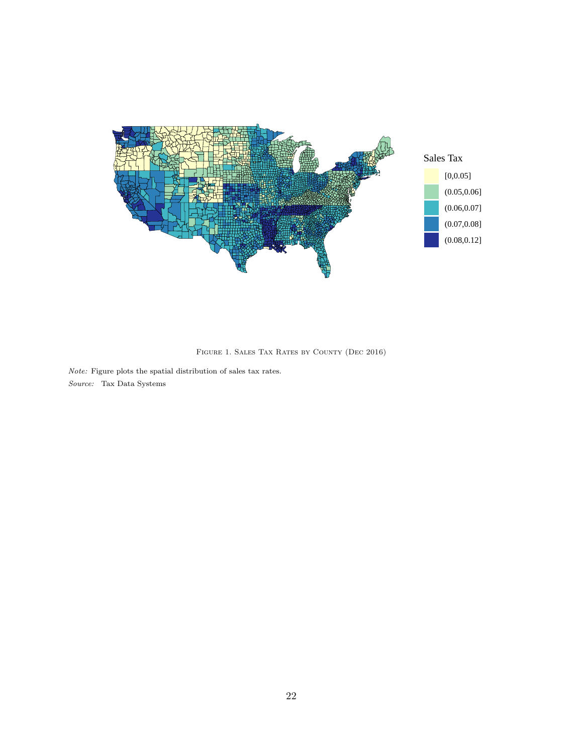Sales Tax

[0,0.05]

(0.05,0.06]

(0.06,0.07]

(0.07,0.08]

(0.08,0.12]

FIGURE 1. SALES TAX RATES BY COUNTY (DEC 2016)

*Note:* Figure plots the spatial distribution of sales tax rates.

*Source:* Tax Data Systems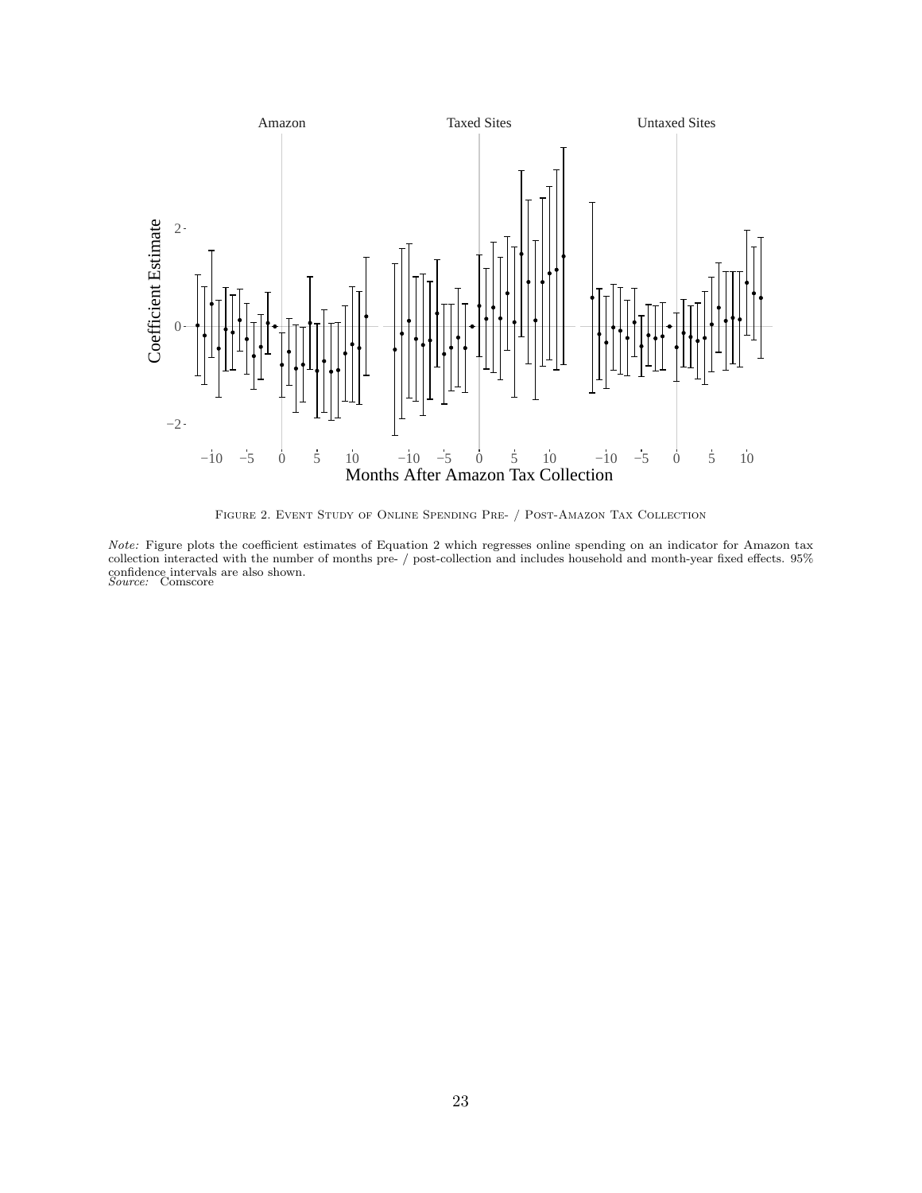Amazon

Taxed Sites

Untaxed Sites

Coefficient Estimate

2

0

−2

−10 −5 0 5 10 −10 −5 0 5 10 −10 −5 0 5 10

Months After Amazon Tax Collection

Figure 2. Event Study of Online Spending Pre- / Post-Amazon Tax Collection

*Note:* Figure plots the coefficient estimates of Equation 2 which regresses online spending on an indicator for Amazon tax collection interacted with the number of months pre- / post-collection and includes household and month-year fixed effects. 95% confidence intervals are also shown.
*Source:* Comscore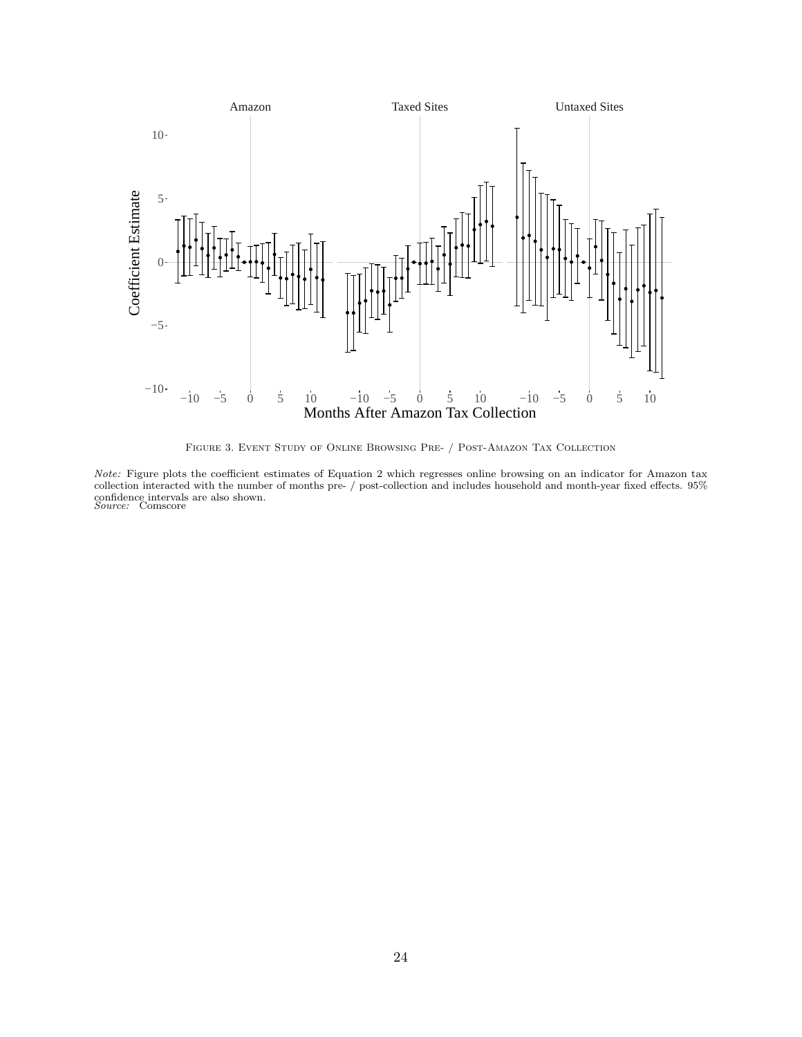Amazon

Taxed Sites

Untaxed Sites

Coefficient Estimate

10

5

0

−5

−10

−10 −5 0 5 10 −10 −5 0 5 10 −10 −5 0 5 10

Months After Amazon Tax Collection

Figure 3. Event Study of Online Browsing Pre- / Post-Amazon Tax Collection

*Note:* Figure plots the coefficient estimates of Equation 2 which regresses online browsing on an indicator for Amazon tax collection interacted with the number of months pre- / post-collection and includes household and month-year fixed effects. 95% confidence intervals are also shown.
*Source:* Comscore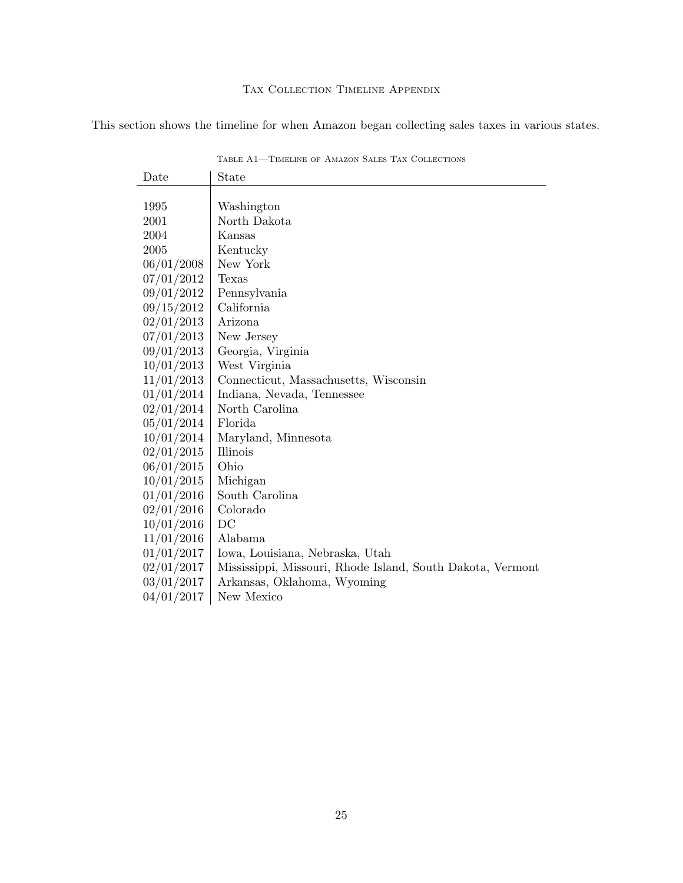# Tax Collection Timeline Appendix

This section shows the timeline for when Amazon began collecting sales taxes in various states.

Table A1—Timeline of Amazon Sales Tax Collections

| Date | State |
|---|---|
| 1995 | Washington |
| 2001 | North Dakota |
| 2004 | Kansas |
| 2005 | Kentucky |
| 06/01/2008 | New York |
| 07/01/2012 | Texas |
| 09/01/2012 | Pennsylvania |
| 09/15/2012 | California |
| 02/01/2013 | Arizona |
| 07/01/2013 | New Jersey |
| 09/01/2013 | Georgia, Virginia |
| 10/01/2013 | West Virginia |
| 11/01/2013 | Connecticut, Massachusetts, Wisconsin |
| 01/01/2014 | Indiana, Nevada, Tennessee |
| 02/01/2014 | North Carolina |
| 05/01/2014 | Florida |
| 10/01/2014 | Maryland, Minnesota |
| 02/01/2015 | Illinois |
| 06/01/2015 | Ohio |
| 10/01/2015 | Michigan |
| 01/01/2016 | South Carolina |
| 02/01/2016 | Colorado |
| 10/01/2016 | DC |
| 11/01/2016 | Alabama |
| 01/01/2017 | Iowa, Louisiana, Nebraska, Utah |
| 02/01/2017 | Mississippi, Missouri, Rhode Island, South Dakota, Vermont |
| 03/01/2017 | Arkansas, Oklahoma, Wyoming |
| 04/01/2017 | New Mexico |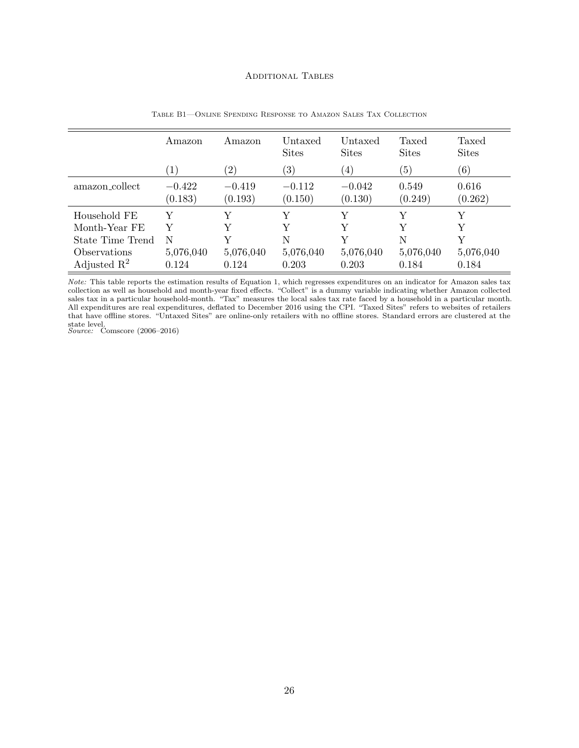# Additional Tables

Table B1—Online Spending Response to Amazon Sales Tax Collection

| | Amazon | Amazon | Untaxed Sites | Untaxed Sites | Taxed Sites | Taxed Sites |
|---|---|---|---|---|---|---|
| | (1) | (2) | (3) | (4) | (5) | (6) |
| amazon_collect | −0.422 | −0.419 | −0.112 | −0.042 | 0.549 | 0.616 |
| | (0.183) | (0.193) | (0.150) | (0.130) | (0.249) | (0.262) |
| Household FE | Y | Y | Y | Y | Y | Y |
| Month-Year FE | Y | Y | Y | Y | Y | Y |
| State Time Trend | N | Y | N | Y | N | Y |
| Observations | 5,076,040 | 5,076,040 | 5,076,040 | 5,076,040 | 5,076,040 | 5,076,040 |
| Adjusted $R^2$ | 0.124 | 0.124 | 0.203 | 0.203 | 0.184 | 0.184 |

*Note:* This table reports the estimation results of Equation 1, which regresses expenditures on an indicator for Amazon sales tax collection as well as household and month-year fixed effects. "Collect" is a dummy variable indicating whether Amazon collected sales tax in a particular household-month. "Tax" measures the local sales tax rate faced by a household in a particular month. All expenditures are real expenditures, deflated to December 2016 using the CPI. "Taxed Sites" refers to websites of retailers that have offline stores. "Untaxed Sites" are online-only retailers with no offline stores. Standard errors are clustered at the state level.
*Source:* Comscore (2006–2016)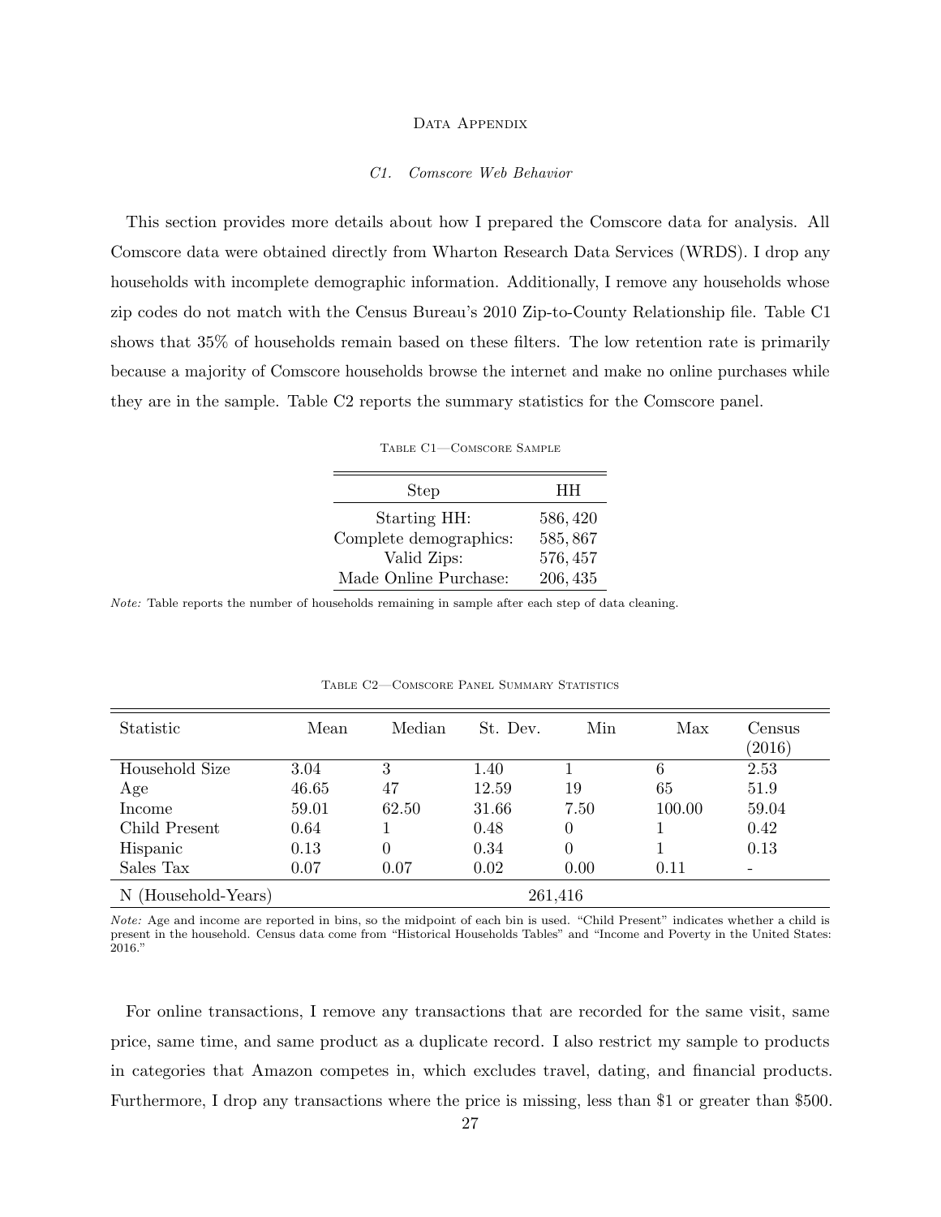# Data Appendix

## C1. Comscore Web Behavior

This section provides more details about how I prepared the Comscore data for analysis. All Comscore data were obtained directly from Wharton Research Data Services (WRDS). I drop any households with incomplete demographic information. Additionally, I remove any households whose zip codes do not match with the Census Bureau's 2010 Zip-to-County Relationship file. Table C1 shows that 35% of households remain based on these filters. The low retention rate is primarily because a majority of Comscore households browse the internet and make no online purchases while they are in the sample. Table C2 reports the summary statistics for the Comscore panel.

Table C1—Comscore Sample

| Step | HH |
|---|---|
| Starting HH: | 586,420 |
| Complete demographics: | 585,867 |
| Valid Zips: | 576,457 |
| Made Online Purchase: | 206,435 |

*Note:* Table reports the number of households remaining in sample after each step of data cleaning.

Table C2—Comscore Panel Summary Statistics

| Statistic | Mean | Median | St. Dev. | Min | Max | Census (2016) |
|---|---|---|---|---|---|---|
| Household Size | 3.04 | 3 | 1.40 | 1 | 6 | 2.53 |
| Age | 46.65 | 47 | 12.59 | 19 | 65 | 51.9 |
| Income | 59.01 | 62.50 | 31.66 | 7.50 | 100.00 | 59.04 |
| Child Present | 0.64 | 1 | 0.48 | 0 | 1 | 0.42 |
| Hispanic | 0.13 | 0 | 0.34 | 0 | 1 | 0.13 |
| Sales Tax | 0.07 | 0.07 | 0.02 | 0.00 | 0.11 | - |
| N (Household-Years) | | | | 261,416 | | |

*Note:* Age and income are reported in bins, so the midpoint of each bin is used. "Child Present" indicates whether a child is present in the household. Census data come from "Historical Households Tables" and "Income and Poverty in the United States: 2016."

For online transactions, I remove any transactions that are recorded for the same visit, same price, same time, and same product as a duplicate record. I also restrict my sample to products in categories that Amazon competes in, which excludes travel, dating, and financial products. Furthermore, I drop any transactions where the price is missing, less than $1 or greater than $500.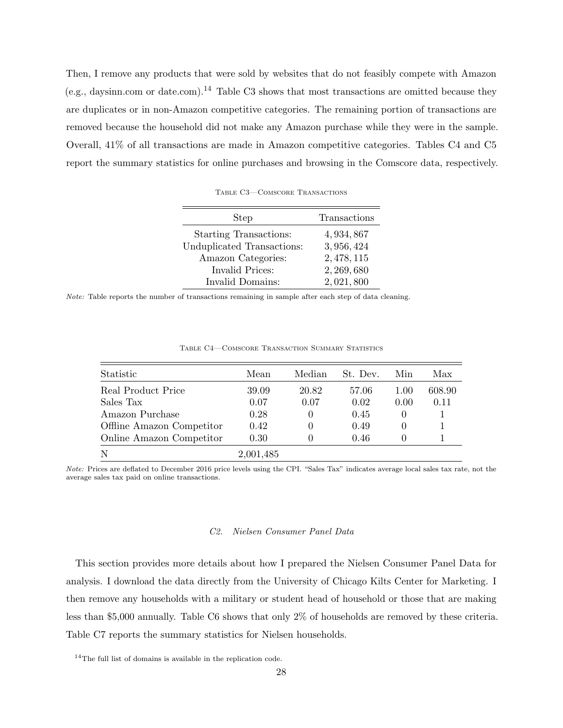Then, I remove any products that were sold by websites that do not feasibly compete with Amazon (e.g., daysinn.com or date.com).[14] Table C3 shows that most transactions are omitted because they are duplicates or in non-Amazon competitive categories. The remaining portion of transactions are removed because the household did not make any Amazon purchase while they were in the sample. Overall, 41% of all transactions are made in Amazon competitive categories. Tables C4 and C5 report the summary statistics for online purchases and browsing in the Comscore data, respectively.

Table C3—Comscore Transactions

| Step | Transactions |
|---|---|
| Starting Transactions: | 4,934,867 |
| Unduplicated Transactions: | 3,956,424 |
| Amazon Categories: | 2,478,115 |
| Invalid Prices: | 2,269,680 |
| Invalid Domains: | 2,021,800 |

*Note:* Table reports the number of transactions remaining in sample after each step of data cleaning.

Table C4—Comscore Transaction Summary Statistics

| Statistic | Mean | Median | St. Dev. | Min | Max |
|---|---|---|---|---|---|
| Real Product Price | 39.09 | 20.82 | 57.06 | 1.00 | 608.90 |
| Sales Tax | 0.07 | 0.07 | 0.02 | 0.00 | 0.11 |
| Amazon Purchase | 0.28 | 0 | 0.45 | 0 | 1 |
| Offline Amazon Competitor | 0.42 | 0 | 0.49 | 0 | 1 |
| Online Amazon Competitor | 0.30 | 0 | 0.46 | 0 | 1 |
| N | 2,001,485 | | | | |

*Note:* Prices are deflated to December 2016 price levels using the CPI. "Sales Tax" indicates average local sales tax rate, not the average sales tax paid on online transactions.

### *C2. Nielsen Consumer Panel Data*

This section provides more details about how I prepared the Nielsen Consumer Panel Data for analysis. I download the data directly from the University of Chicago Kilts Center for Marketing. I then remove any households with a military or student head of household or those that are making less than $5,000 annually. Table C6 shows that only 2% of households are removed by these criteria. Table C7 reports the summary statistics for Nielsen households.

[14] The full list of domains is available in the replication code.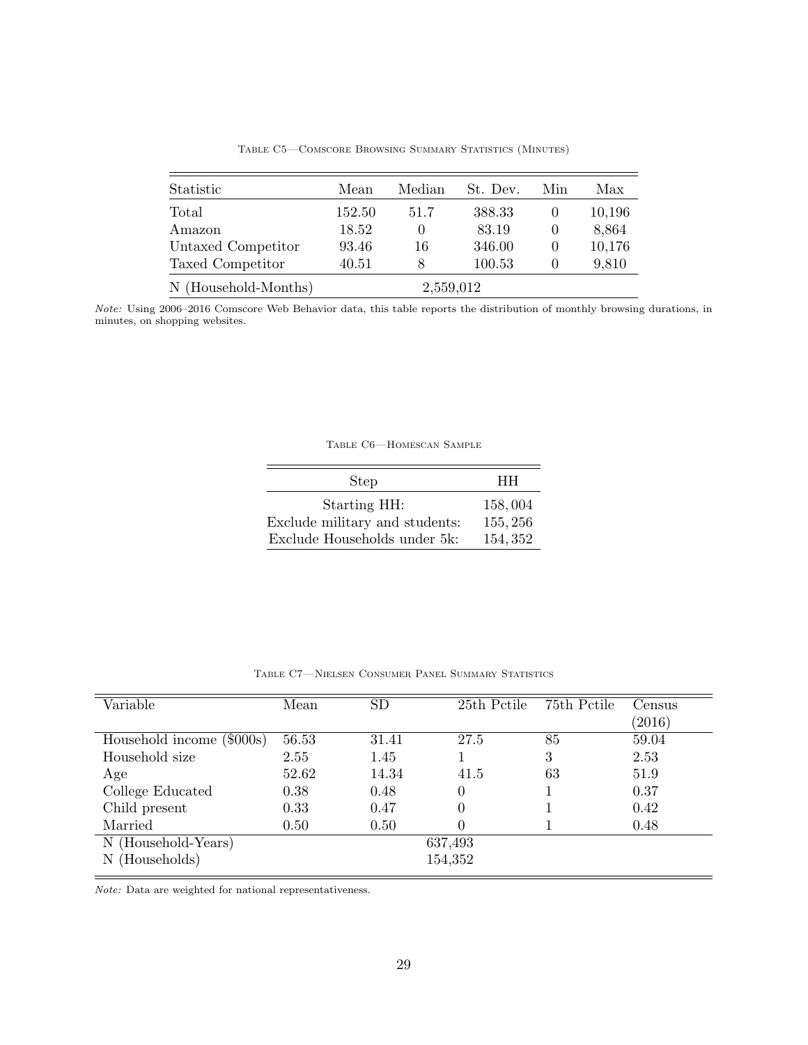Table C5—Comscore Browsing Summary Statistics (Minutes)

| Statistic | Mean | Median | St. Dev. | Min | Max |
|---|---|---|---|---|---|
| Total | 152.50 | 51.7 | 388.33 | 0 | 10,196 |
| Amazon | 18.52 | 0 | 83.19 | 0 | 8,864 |
| Untaxed Competitor | 93.46 | 16 | 346.00 | 0 | 10,176 |
| Taxed Competitor | 40.51 | 8 | 100.53 | 0 | 9,810 |
| N (Household-Months) | | 2,559,012 | | | |

*Note:* Using 2006–2016 Comscore Web Behavior data, this table reports the distribution of monthly browsing durations, in minutes, on shopping websites.

Table C6—Homescan Sample

| Step | HH |
|---|---|
| Starting HH: | 158,004 |
| Exclude military and students: | 155,256 |
| Exclude Households under 5k: | 154,352 |

Table C7—Nielsen Consumer Panel Summary Statistics

| Variable | Mean | SD | 25th Pctile | 75th Pctile | Census (2016) |
|---|---|---|---|---|---|
| Household income ($000s) | 56.53 | 31.41 | 27.5 | 85 | 59.04 |
| Household size | 2.55 | 1.45 | 1 | 3 | 2.53 |
| Age | 52.62 | 14.34 | 41.5 | 63 | 51.9 |
| College Educated | 0.38 | 0.48 | 0 | 1 | 0.37 |
| Child present | 0.33 | 0.47 | 0 | 1 | 0.42 |
| Married | 0.50 | 0.50 | 0 | 1 | 0.48 |
| N (Household-Years) | | | 637,493 | | |
| N (Households) | | | 154,352 | | |

*Note:* Data are weighted for national representativeness.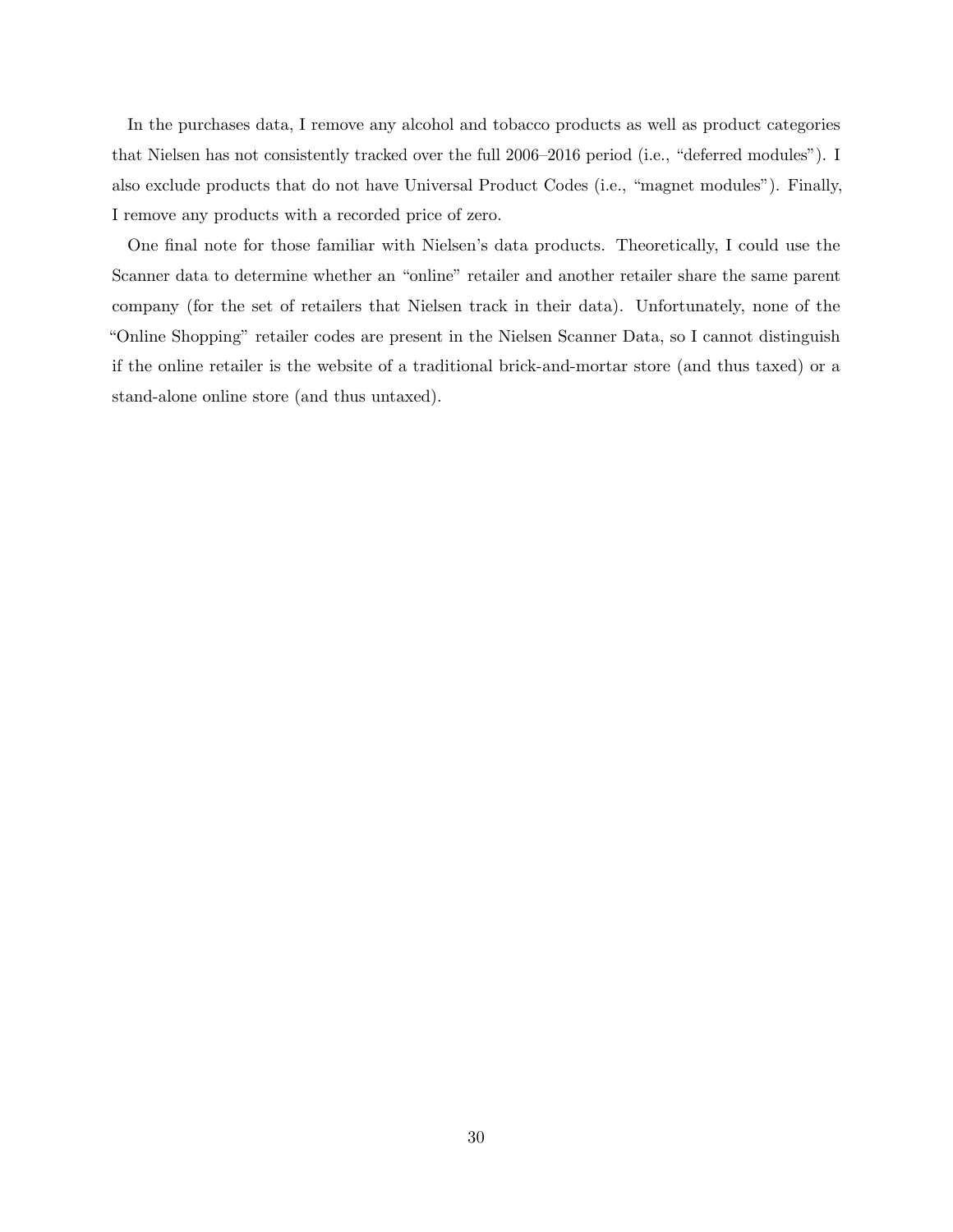In the purchases data, I remove any alcohol and tobacco products as well as product categories that Nielsen has not consistently tracked over the full 2006–2016 period (i.e., "deferred modules"). I also exclude products that do not have Universal Product Codes (i.e., "magnet modules"). Finally, I remove any products with a recorded price of zero.

One final note for those familiar with Nielsen's data products. Theoretically, I could use the Scanner data to determine whether an "online" retailer and another retailer share the same parent company (for the set of retailers that Nielsen track in their data). Unfortunately, none of the "Online Shopping" retailer codes are present in the Nielsen Scanner Data, so I cannot distinguish if the online retailer is the website of a traditional brick-and-mortar store (and thus taxed) or a stand-alone online store (and thus untaxed).